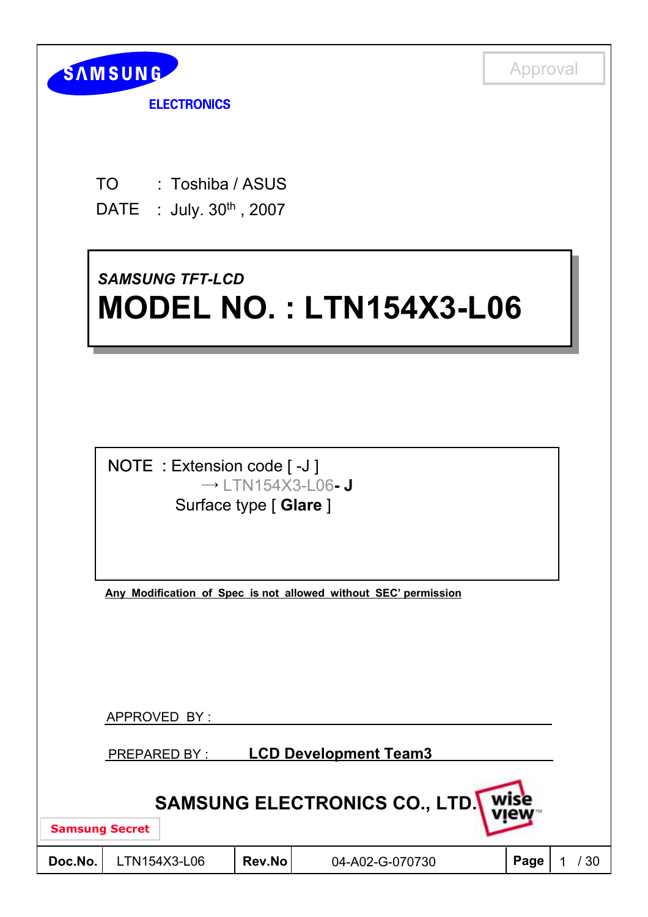SAMSUNG ELECTRONICS

Approval

TO : Toshiba / ASUS

DATE : July. 30th , 2007

*SAMSUNG TFT-LCD*

# MODEL NO. : LTN154X3-L06

NOTE : Extension code [ -J ]

→ LTN154X3-L06**- J**

Surface type [ **Glare** ]

**Any Modification of Spec is not allowed without SEC' permission**

APPROVED BY :

PREPARED BY : **LCD Development Team3**

**SAMSUNG ELECTRONICS CO., LTD.**

**Samsung Secret**

| **Doc.No.** | LTN154X3-L06 | **Rev.No** | 04-A02-G-070730 | **Page** | 1 / 30 |
|---|---|---|---|---|---|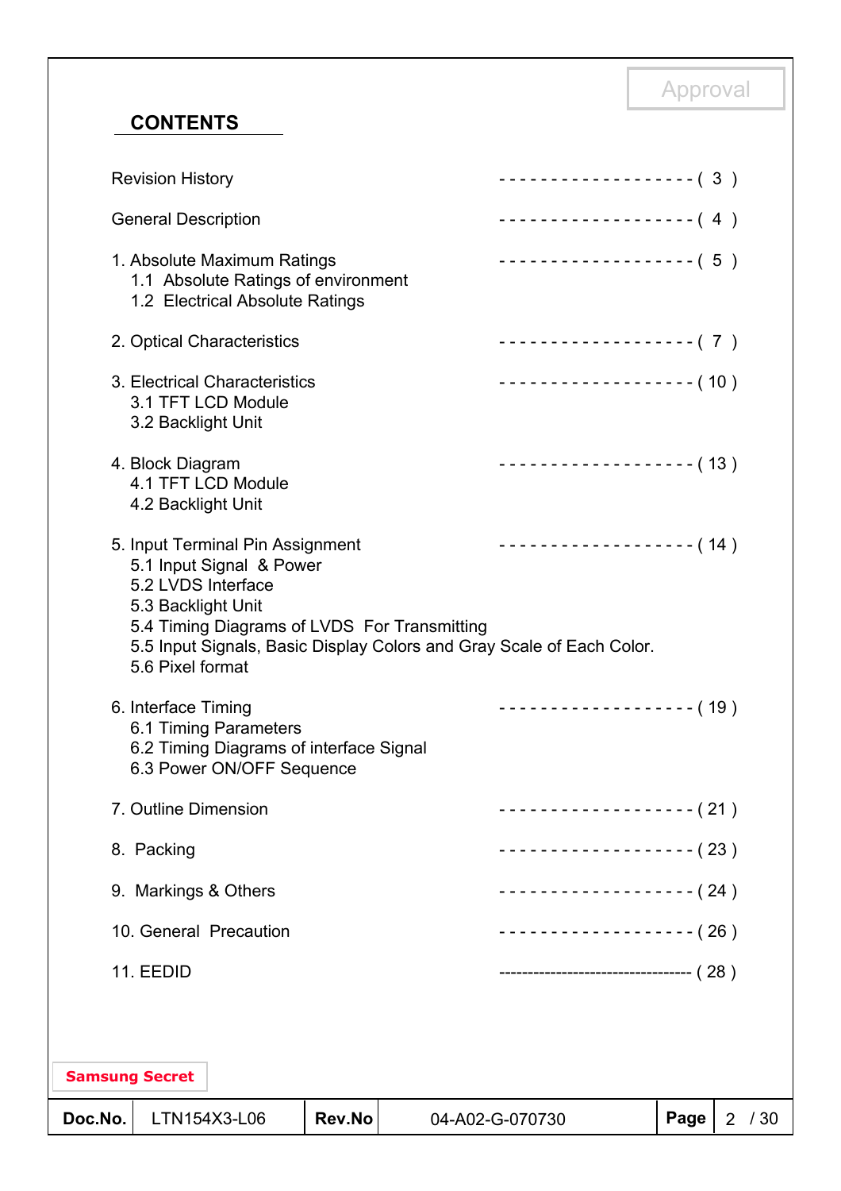Approval

## CONTENTS

Revision History ------------------- ( 3 )

General Description ------------------- ( 4 )

1. Absolute Maximum Ratings ------------------- ( 5 )
   - 1.1 Absolute Ratings of environment
   - 1.2 Electrical Absolute Ratings

2. Optical Characteristics ------------------- ( 7 )

3. Electrical Characteristics ------------------- ( 10 )
   - 3.1 TFT LCD Module
   - 3.2 Backlight Unit

4. Block Diagram ------------------- ( 13 )
   - 4.1 TFT LCD Module
   - 4.2 Backlight Unit

5. Input Terminal Pin Assignment ------------------- ( 14 )
   - 5.1 Input Signal & Power
   - 5.2 LVDS Interface
   - 5.3 Backlight Unit
   - 5.4 Timing Diagrams of LVDS For Transmitting
   - 5.5 Input Signals, Basic Display Colors and Gray Scale of Each Color.
   - 5.6 Pixel format

6. Interface Timing ------------------- ( 19 )
   - 6.1 Timing Parameters
   - 6.2 Timing Diagrams of interface Signal
   - 6.3 Power ON/OFF Sequence

7. Outline Dimension ------------------- ( 21 )

8. Packing ------------------- ( 23 )

9. Markings & Others ------------------- ( 24 )

10. General Precaution ------------------- ( 26 )

11. EEDID ---------------------------------- ( 28 )

Samsung Secret

| Doc.No. | LTN154X3-L06 | Rev.No | 04-A02-G-070730 |
|---|---|---|---|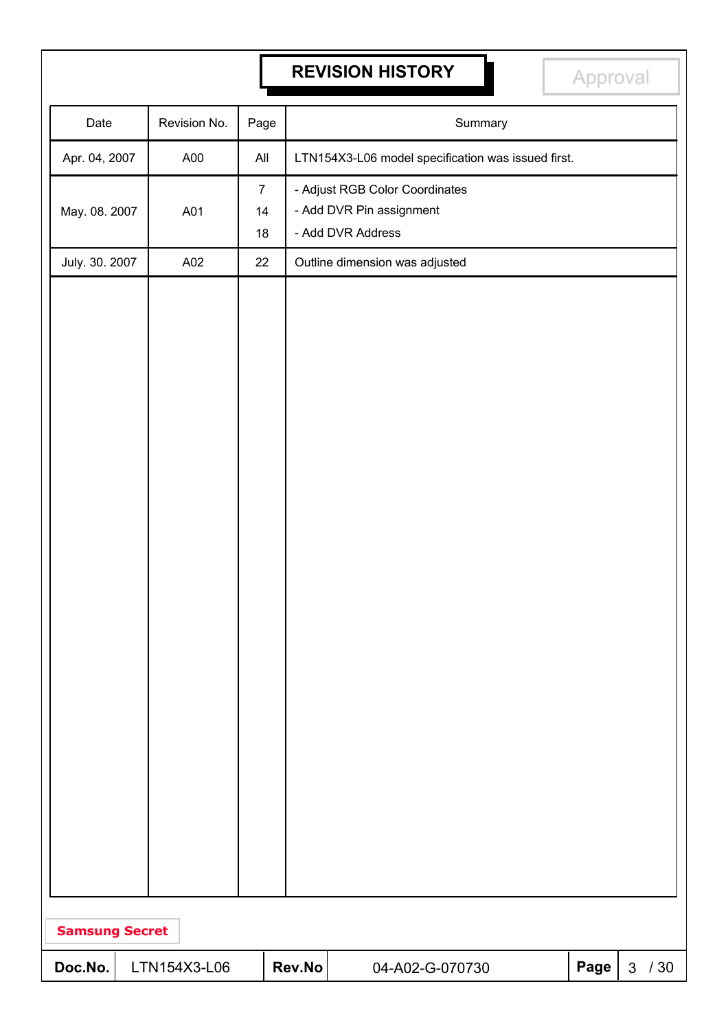# REVISION HISTORY

Approval

| Date | Revision No. | Page | Summary |
|---|---|---|---|
| Apr. 04, 2007 | A00 | All | LTN154X3-L06 model specification was issued first. |
| May. 08. 2007 | A01 | 7<br>14<br>18 | - Adjust RGB Color Coordinates<br>- Add DVR Pin assignment<br>- Add DVR Address |
| July. 30. 2007 | A02 | 22 | Outline dimension was adjusted |

Samsung Secret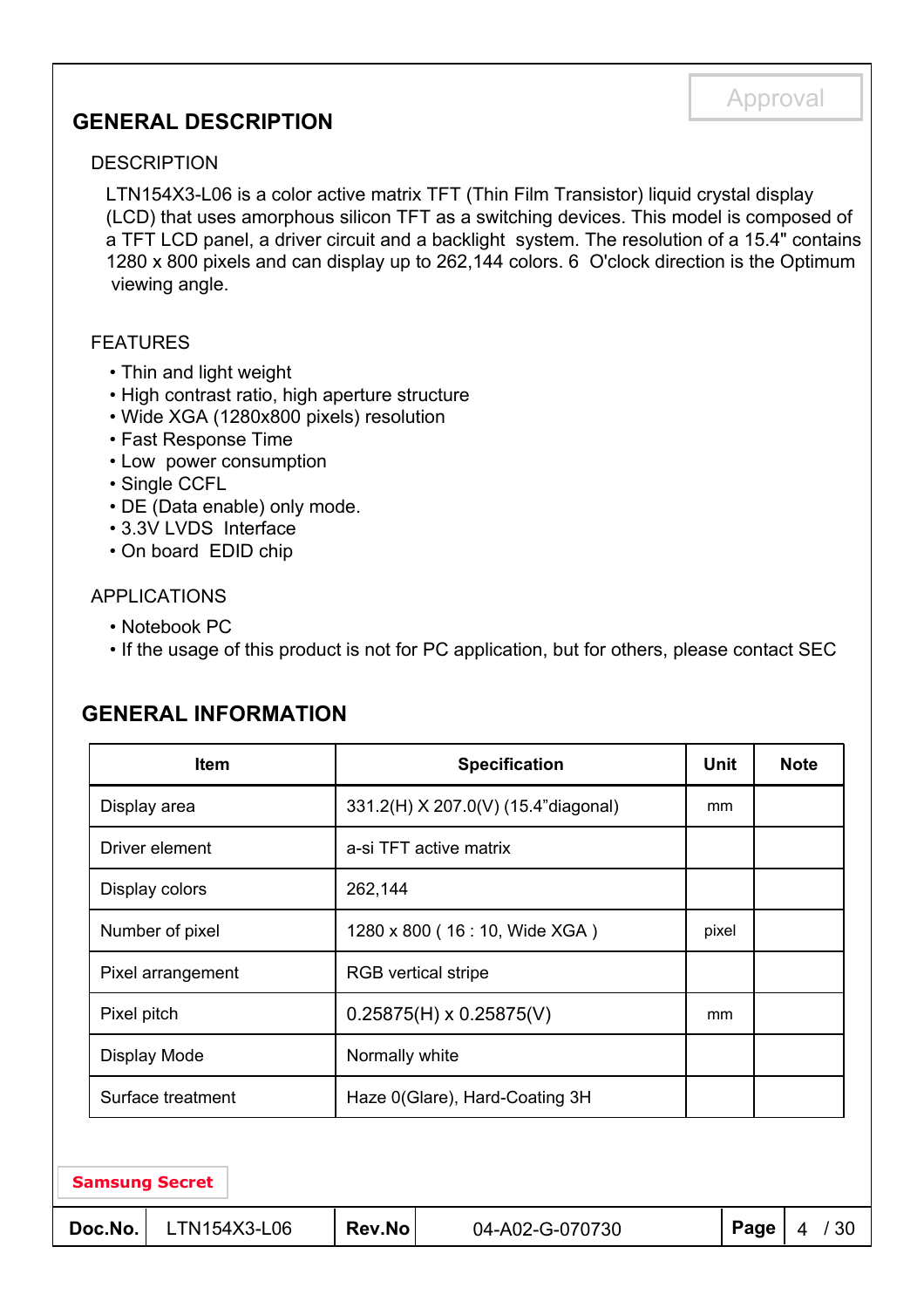## GENERAL DESCRIPTION

### DESCRIPTION

LTN154X3-L06 is a color active matrix TFT (Thin Film Transistor) liquid crystal display (LCD) that uses amorphous silicon TFT as a switching devices. This model is composed of a TFT LCD panel, a driver circuit and a backlight system. The resolution of a 15.4" contains 1280 x 800 pixels and can display up to 262,144 colors. 6 O'clock direction is the Optimum viewing angle.

### FEATURES

- Thin and light weight
- High contrast ratio, high aperture structure
- Wide XGA (1280x800 pixels) resolution
- Fast Response Time
- Low power consumption
- Single CCFL
- DE (Data enable) only mode.
- 3.3V LVDS Interface
- On board EDID chip

### APPLICATIONS

- Notebook PC
- If the usage of this product is not for PC application, but for others, please contact SEC

## GENERAL INFORMATION

| Item | Specification | Unit | Note |
|---|---|---|---|
| Display area | 331.2(H) X 207.0(V) (15.4"diagonal) | mm | |
| Driver element | a-si TFT active matrix | | |
| Display colors | 262,144 | | |
| Number of pixel | 1280 x 800 ( 16 : 10, Wide XGA ) | pixel | |
| Pixel arrangement | RGB vertical stripe | | |
| Pixel pitch | 0.25875(H) x 0.25875(V) | mm | |
| Display Mode | Normally white | | |
| Surface treatment | Haze 0(Glare), Hard-Coating 3H | | |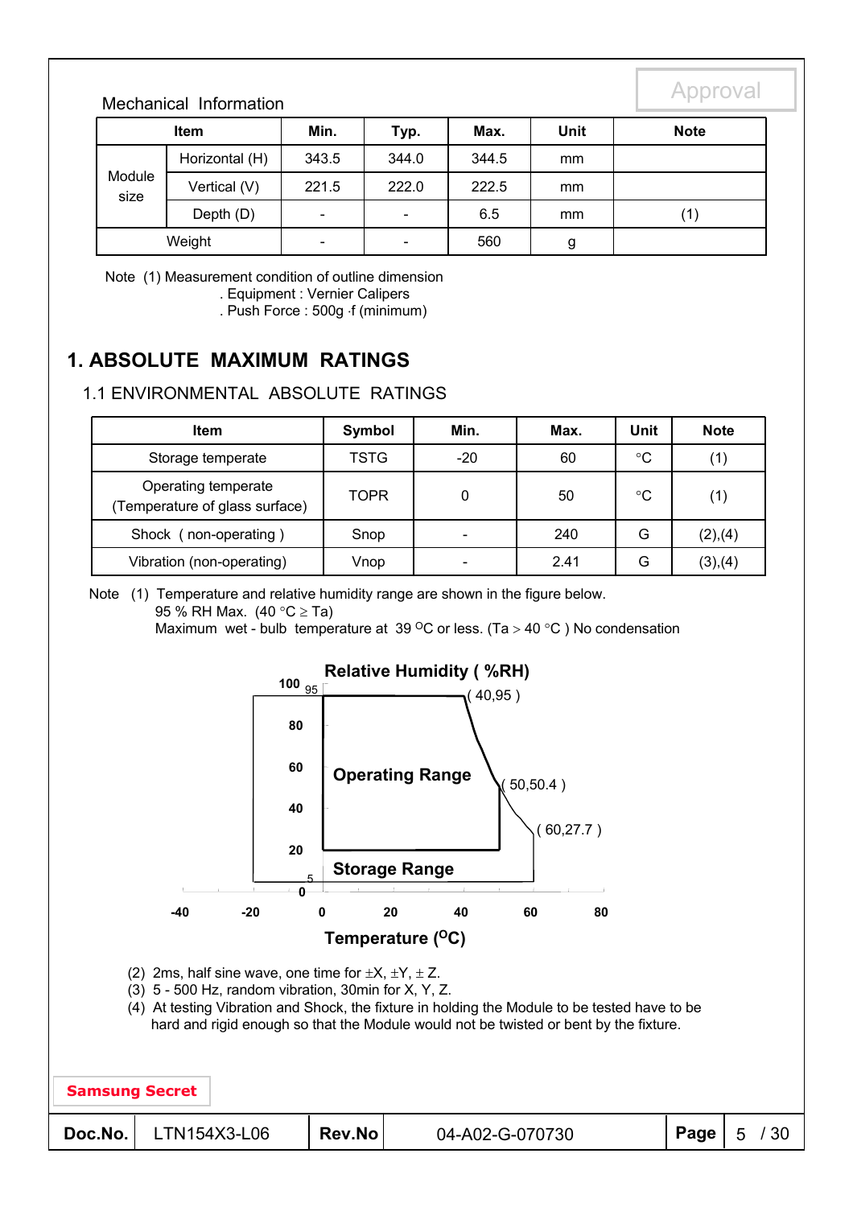Mechanical Information

| Item | | Min. | Typ. | Max. | Unit | Note |
|---|---|---|---|---|---|---|
| Module size | Horizontal (H) | 343.5 | 344.0 | 344.5 | mm | |
| | Vertical (V) | 221.5 | 222.0 | 222.5 | mm | |
| | Depth (D) | - | - | 6.5 | mm | (1) |
| Weight | | - | - | 560 | g | |

Note (1) Measurement condition of outline dimension
. Equipment : Vernier Calipers
. Push Force : 500g ·f (minimum)

# 1. ABSOLUTE MAXIMUM RATINGS

## 1.1 ENVIRONMENTAL ABSOLUTE RATINGS

| Item | Symbol | Min. | Max. | Unit | Note |
|---|---|---|---|---|---|
| Storage temperate | TSTG | -20 | 60 | °C | (1) |
| Operating temperate (Temperature of glass surface) | TOPR | 0 | 50 | °C | (1) |
| Shock ( non-operating ) | Snop | - | 240 | G | (2),(4) |
| Vibration (non-operating) | Vnop | - | 2.41 | G | (3),(4) |

Note (1) Temperature and relative humidity range are shown in the figure below.
95 % RH Max. (40 °C ≥ Ta)
Maximum wet - bulb temperature at 39 °C or less. (Ta > 40 °C ) No condensation

Relative Humidity ( %RH)

( 40,95 )
( 50,50.4 )
( 60,27.7 )

Operating Range

Storage Range

Temperature (°C)

(2) 2ms, half sine wave, one time for ±X, ±Y, ± Z.
(3) 5 - 500 Hz, random vibration, 30min for X, Y, Z.
(4) At testing Vibration and Shock, the fixture in holding the Module to be tested have to be hard and rigid enough so that the Module would not be twisted or bent by the fixture.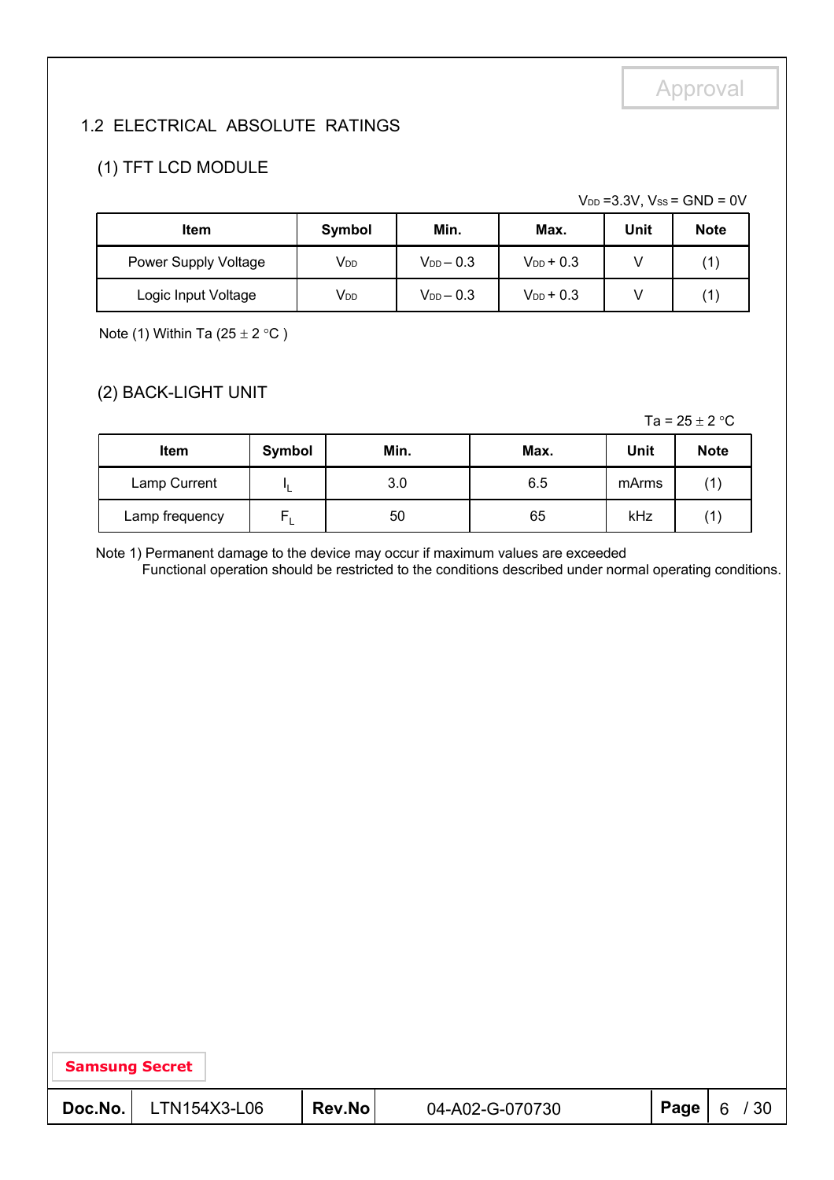## 1.2 ELECTRICAL ABSOLUTE RATINGS

### (1) TFT LCD MODULE

$V_{DD}$ =3.3V, $V_{SS}$ = GND = 0V

| Item | Symbol | Min. | Max. | Unit | Note |
|---|---|---|---|---|---|
| Power Supply Voltage | $V_{DD}$ | $V_{DD}$ – 0.3 | $V_{DD}$ + 0.3 | V | (1) |
| Logic Input Voltage | $V_{DD}$ | $V_{DD}$ – 0.3 | $V_{DD}$ + 0.3 | V | (1) |

Note (1) Within Ta (25 ± 2 °C )

### (2) BACK-LIGHT UNIT

Ta = 25 ± 2 °C

| Item | Symbol | Min. | Max. | Unit | Note |
|---|---|---|---|---|---|
| Lamp Current | $I_L$ | 3.0 | 6.5 | mArms | (1) |
| Lamp frequency | $F_L$ | 50 | 65 | kHz | (1) |

Note 1) Permanent damage to the device may occur if maximum values are exceeded
Functional operation should be restricted to the conditions described under normal operating conditions.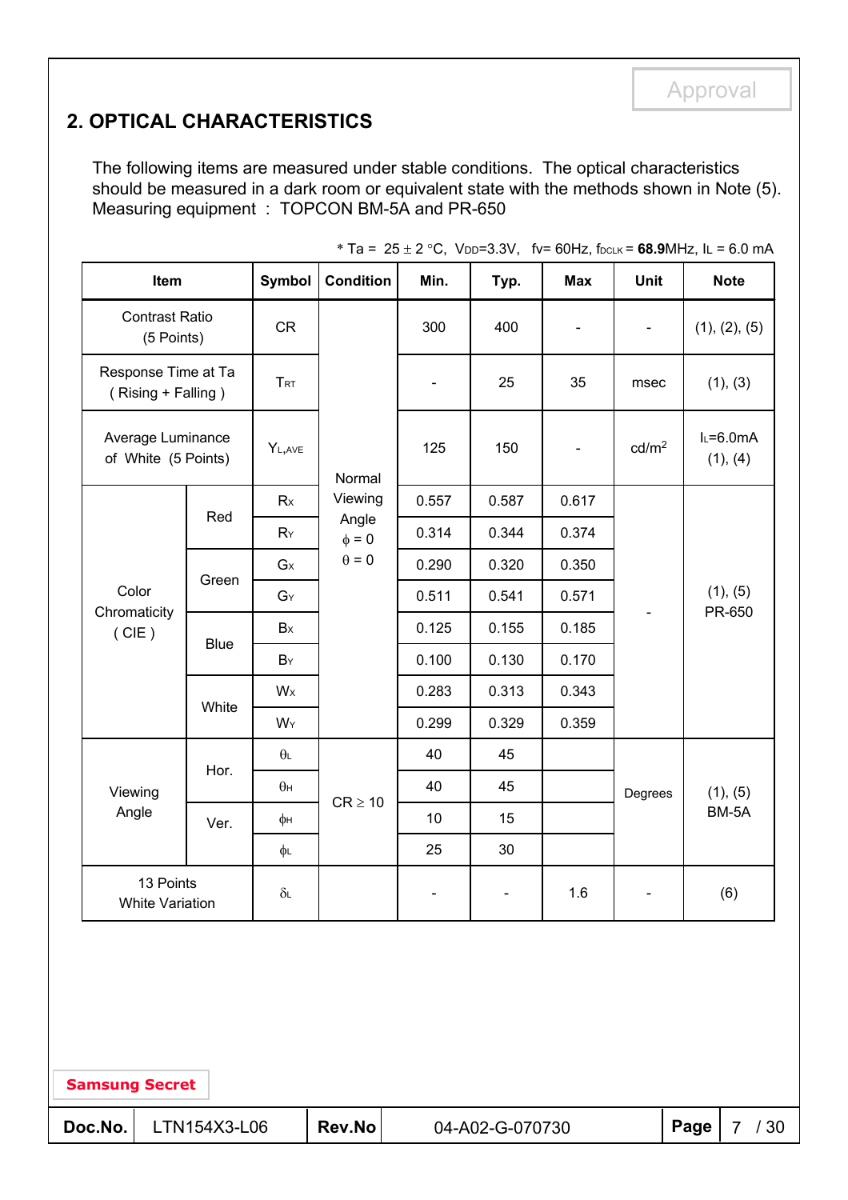## 2. OPTICAL CHARACTERISTICS

The following items are measured under stable conditions. The optical characteristics should be measured in a dark room or equivalent state with the methods shown in Note (5).
Measuring equipment : TOPCON BM-5A and PR-650

* Ta = 25 ± 2 °C, $V_{DD}$=3.3V, fv= 60Hz, $f_{DCLK}$ = **68.9**MHz, $I_L$ = 6.0 mA

| Item | | Symbol | Condition | Min. | Typ. | Max | Unit | Note |
|---|---|---|---|---|---|---|---|---|
| Contrast Ratio (5 Points) | | CR | Normal Viewing Angle $\phi$ = 0 $\theta$ = 0 | 300 | 400 | - | - | (1), (2), (5) |
| Response Time at Ta ( Rising + Falling ) | | $T_{RT}$ | | - | 25 | 35 | msec | (1), (3) |
| Average Luminance of White (5 Points) | | $Y_{L,AVE}$ | | 125 | 150 | - | cd/m² | $I_L$=6.0mA (1), (4) |
| Color Chromaticity ( CIE ) | Red | $R_X$ | | 0.557 | 0.587 | 0.617 | - | (1), (5) PR-650 |
| | | $R_Y$ | | 0.314 | 0.344 | 0.374 | | |
| | Green | $G_X$ | | 0.290 | 0.320 | 0.350 | | |
| | | $G_Y$ | | 0.511 | 0.541 | 0.571 | | |
| | Blue | $B_X$ | | 0.125 | 0.155 | 0.185 | | |
| | | $B_Y$ | | 0.100 | 0.130 | 0.170 | | |
| | White | $W_X$ | | 0.283 | 0.313 | 0.343 | | |
| | | $W_Y$ | | 0.299 | 0.329 | 0.359 | | |
| Viewing Angle | Hor. | $\theta_L$ | CR ≥ 10 | 40 | 45 | | Degrees | (1), (5) BM-5A |
| | | $\theta_H$ | | 40 | 45 | | | |
| | Ver. | $\phi_H$ | | 10 | 15 | | | |
| | | $\phi_L$ | | 25 | 30 | | | |
| 13 Points White Variation | | $\delta_L$ | | - | - | 1.6 | - | (6) |

Samsung Secret

| Doc.No. | LTN154X3-L06 | Rev.No | 04-A02-G-070730 |
|---|---|---|---|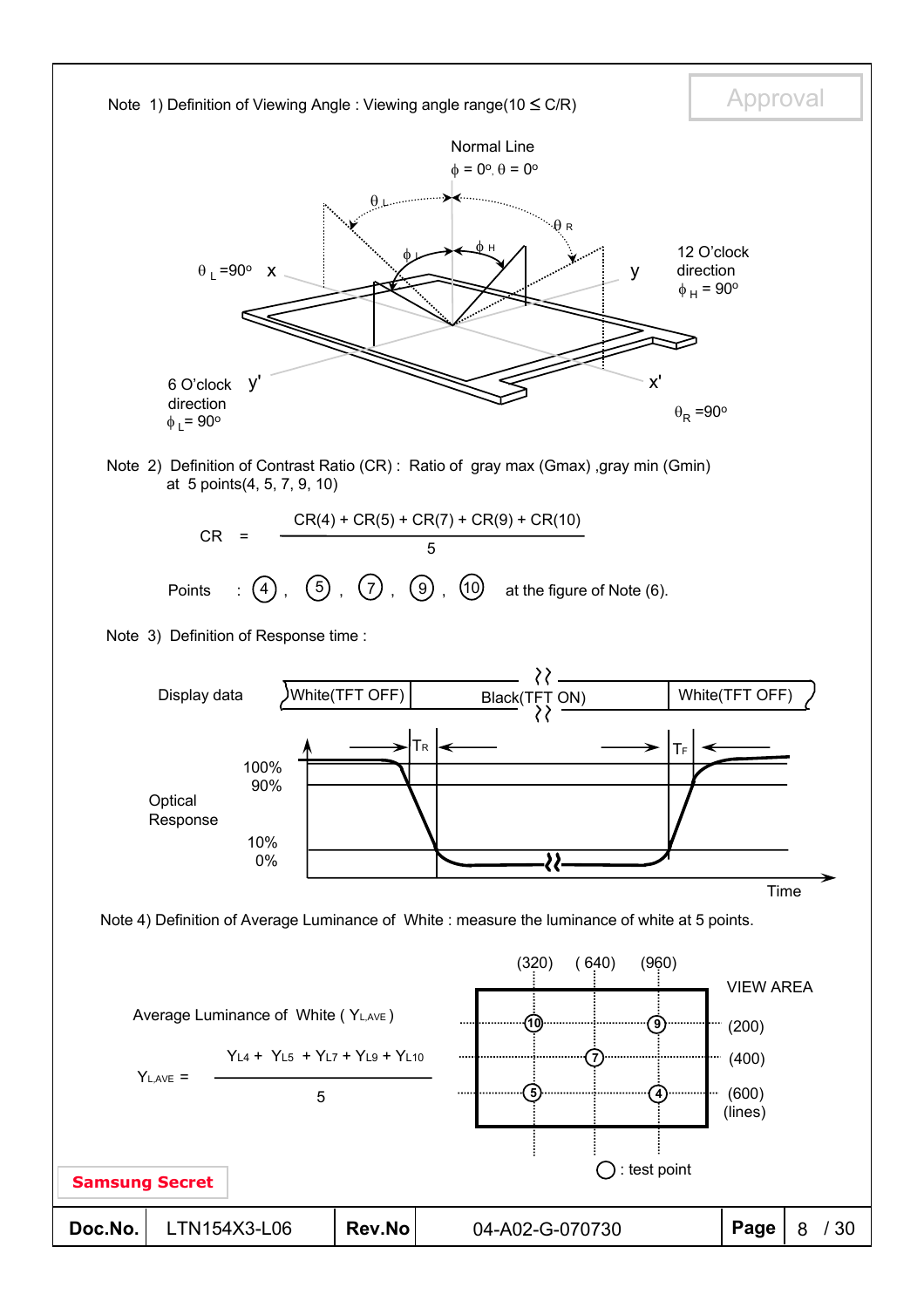Note 1) Definition of Viewing Angle : Viewing angle range($10 \leq C/R$)

Normal Line

$\phi = 0^o, \theta = 0^o$

$\theta_L$ $\theta_R$ $\phi_L$ $\phi_H$

$\theta_L = 90^o$ x y

12 O'clock direction $\phi_H = 90^o$

6 O'clock direction $\phi_L = 90^o$ y' x'

$\theta_R = 90^o$

Note 2) Definition of Contrast Ratio (CR) : Ratio of gray max (Gmax) ,gray min (Gmin) at 5 points(4, 5, 7, 9, 10)

$$CR = \frac{CR(4) + CR(5) + CR(7) + CR(9) + CR(10)}{5}$$

Points : ④ , ⑤ , ⑦ , ⑨ , ⑩ at the figure of Note (6).

Note 3) Definition of Response time :

Display data: White(TFT OFF) | Black(TFT ON) | White(TFT OFF)

Optical Response: 100%, 90%, 10%, 0%

$T_R$ $T_F$

Time

Note 4) Definition of Average Luminance of White : measure the luminance of white at 5 points.

Average Luminance of White ( $Y_{L,AVE}$ )

$$Y_{L,AVE} = \frac{Y_{L4} + Y_{L5} + Y_{L7} + Y_{L9} + Y_{L10}}{5}$$

(320) (640) (960)

VIEW AREA

(200) (400) (600) (lines)

○ : test point

Samsung Secret

| Doc.No. | LTN154X3-L06 | Rev.No | 04-A02-G-070730 |
|---|---|---|---|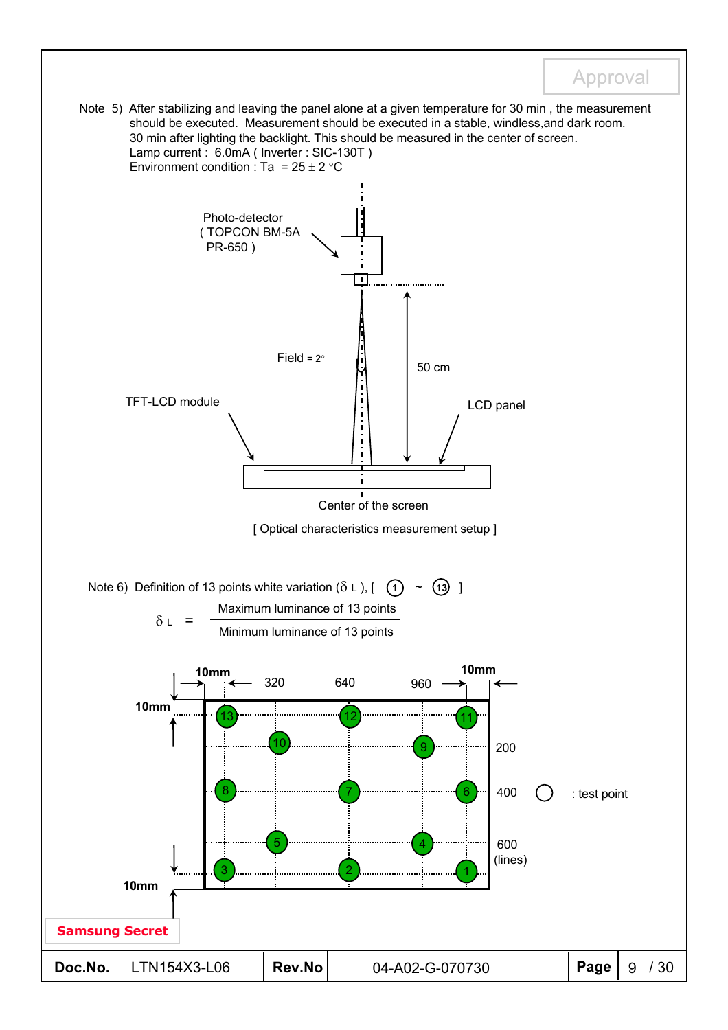Approval

Note 5) After stabilizing and leaving the panel alone at a given temperature for 30 min , the measurement should be executed. Measurement should be executed in a stable, windless,and dark room. 30 min after lighting the backlight. This should be measured in the center of screen.
Lamp current : 6.0mA ( Inverter : SIC-130T )
Environment condition : Ta = 25 ± 2 °C

Photo-detector ( TOPCON BM-5A PR-650 )

Field = 2°

50 cm

TFT-LCD module

LCD panel

Center of the screen

[ Optical characteristics measurement setup ]

Note 6) Definition of 13 points white variation ($\delta_L$ ), [ ① ~ ⑬ ]

$$\delta_L = \frac{\text{Maximum luminance of 13 points}}{\text{Minimum luminance of 13 points}}$$

10mm 320 640 960 10mm

10mm

200

400 ○ : test point

600 (lines)

10mm

Samsung Secret

| Doc.No. | LTN154X3-L06 | Rev.No | 04-A02-G-070730 |
|---|---|---|---|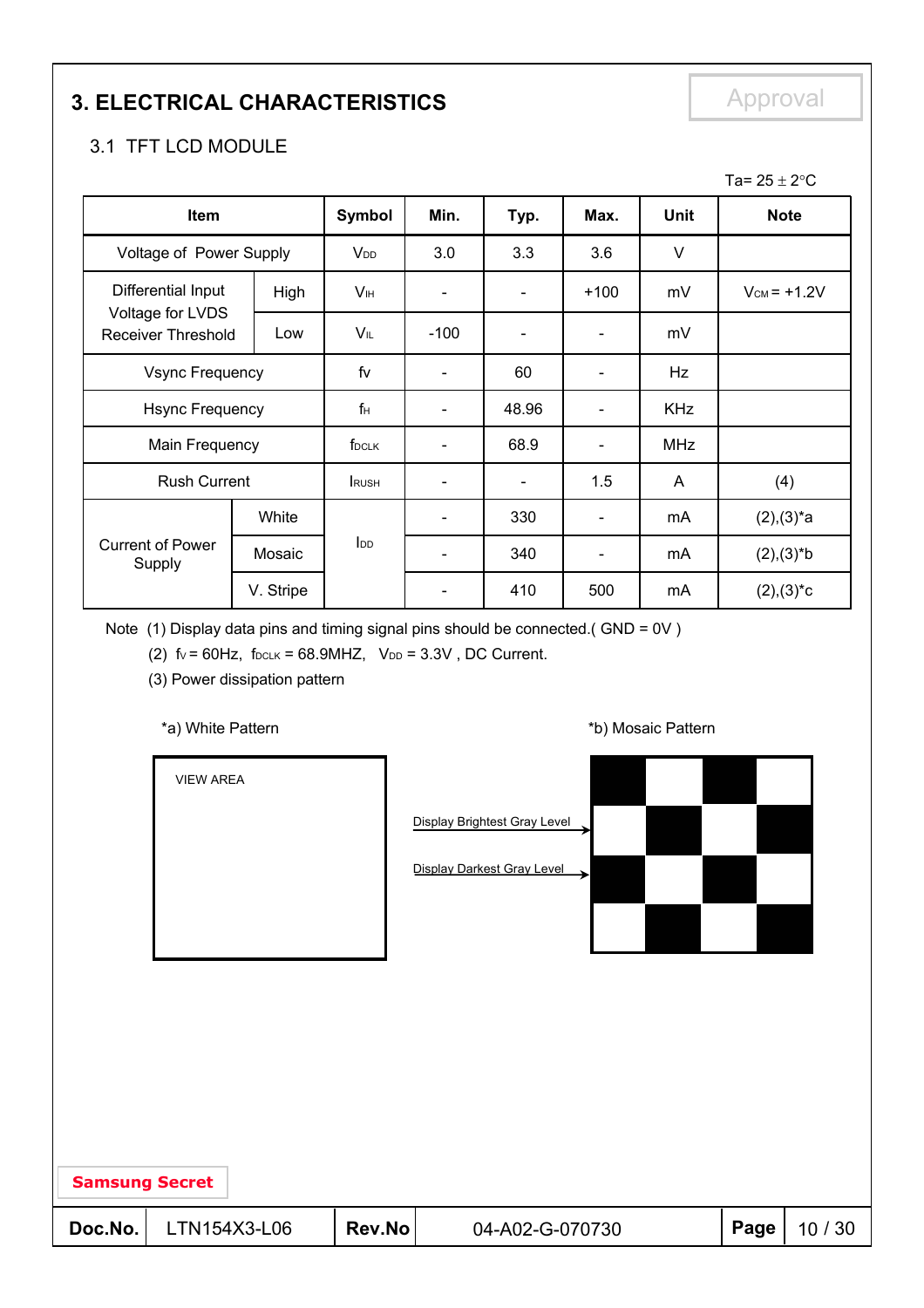## 3. ELECTRICAL CHARACTERISTICS

Approval

### 3.1 TFT LCD MODULE

Ta= 25 ± 2°C

| Item | | Symbol | Min. | Typ. | Max. | Unit | Note |
|---|---|---|---|---|---|---|---|
| Voltage of Power Supply | | $V_{DD}$ | 3.0 | 3.3 | 3.6 | V | |
| Differential Input Voltage for LVDS Receiver Threshold | High | $V_{IH}$ | - | - | +100 | mV | $V_{CM}$ = +1.2V |
| | Low | $V_{IL}$ | -100 | - | - | mV | |
| Vsync Frequency | | $f_V$ | - | 60 | - | Hz | |
| Hsync Frequency | | $f_H$ | - | 48.96 | - | KHz | |
| Main Frequency | | $f_{DCLK}$ | - | 68.9 | - | MHz | |
| Rush Current | | $I_{RUSH}$ | - | - | 1.5 | A | (4) |
| Current of Power Supply | White | $I_{DD}$ | - | 330 | - | mA | (2),(3)*a |
| | Mosaic | | - | 340 | - | mA | (2),(3)*b |
| | V. Stripe | | - | 410 | 500 | mA | (2),(3)*c |

Note (1) Display data pins and timing signal pins should be connected.( GND = 0V )

(2) $f_V$ = 60Hz, $f_{DCLK}$ = 68.9MHZ, $V_{DD}$ = 3.3V , DC Current.

(3) Power dissipation pattern

*a) White Pattern

VIEW AREA

*b) Mosaic Pattern

Display Brightest Gray Level

Display Darkest Gray Level

Samsung Secret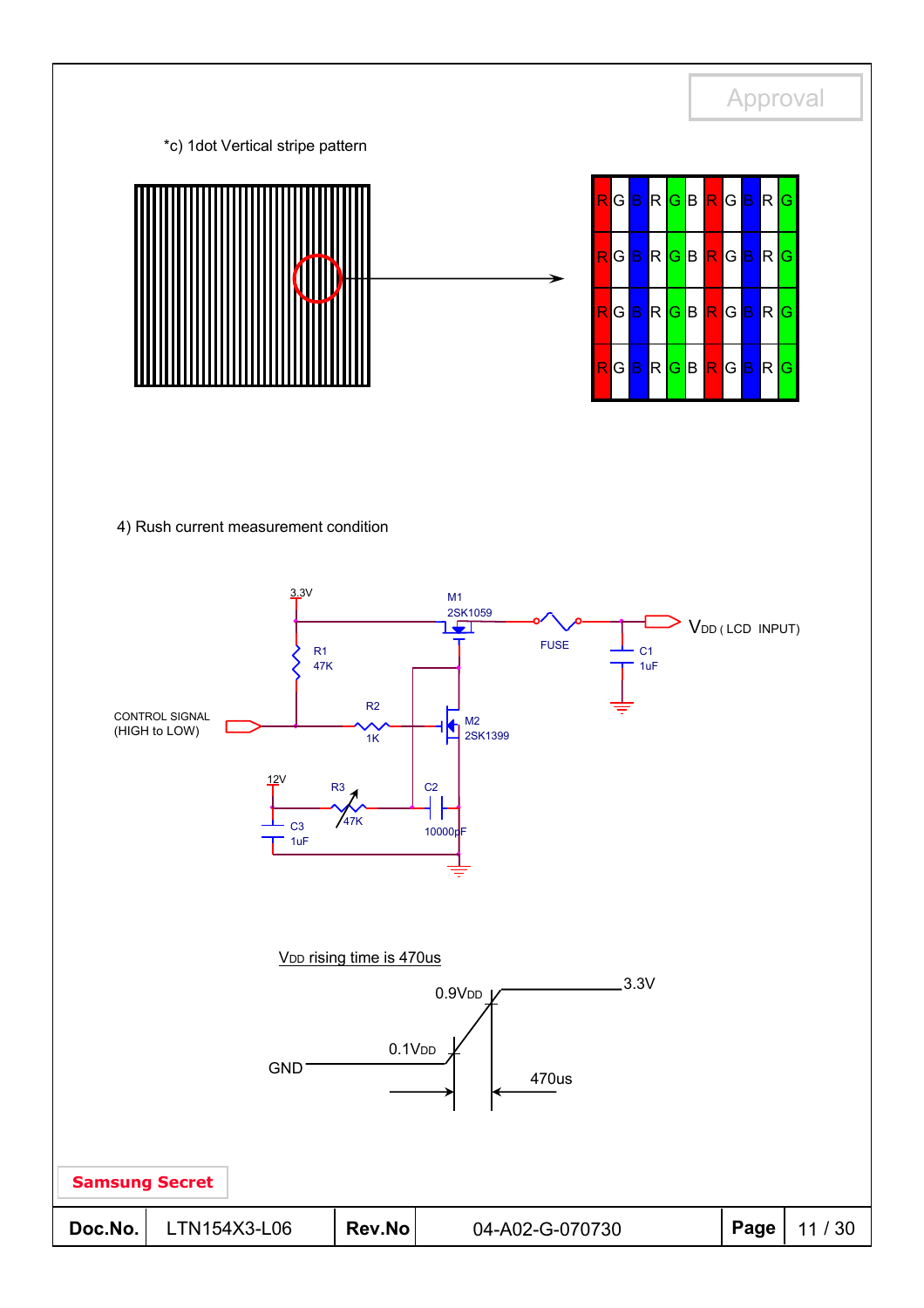*c) 1dot Vertical stripe pattern

| R | G | B | R | G | B | R | G | B | R | G |
|---|---|---|---|---|---|---|---|---|---|---|
| R | G | B | R | G | B | R | G | B | R | G |
| R | G | B | R | G | B | R | G | B | R | G |
| R | G | B | R | G | B | R | G | B | R | G |

4) Rush current measurement condition

3.3V

M1
2SK1059

FUSE

$V_{DD}$ ( LCD INPUT)

C1
1uF

R1
47K

R2
1K

CONTROL SIGNAL
(HIGH to LOW)

M2
2SK1399

12V

R3
47K

C2
10000pF

C3
1uF

$V_{DD}$ rising time is 470us

0.9$V_{DD}$

3.3V

0.1$V_{DD}$

GND

470us

Samsung Secret

| Doc.No. | LTN154X3-L06 | Rev.No | 04-A02-G-070730 |
|---|---|---|---|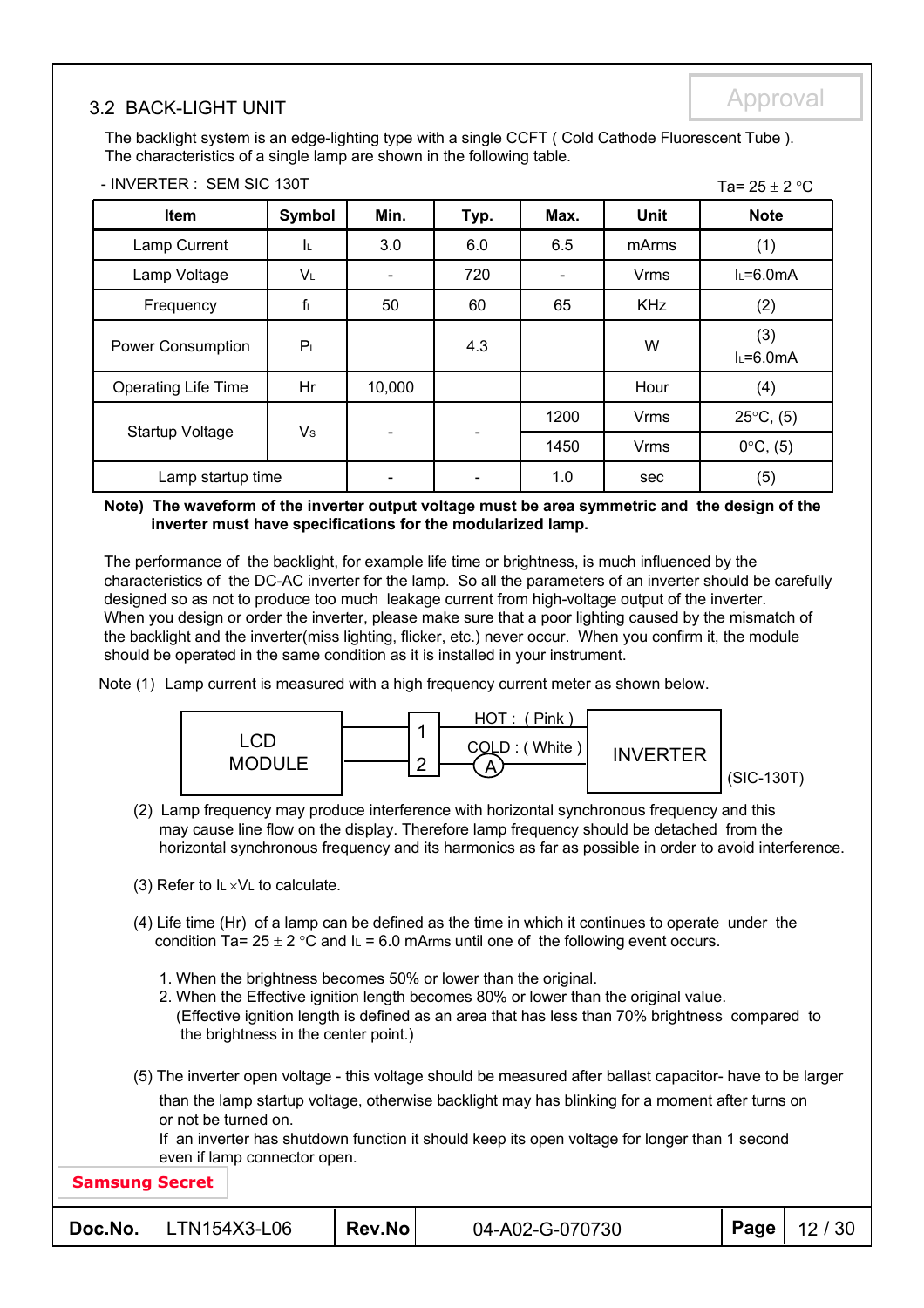## 3.2 BACK-LIGHT UNIT

Approval

The backlight system is an edge-lighting type with a single CCFT ( Cold Cathode Fluorescent Tube ).
The characteristics of a single lamp are shown in the following table.

- INVERTER : SEM SIC 130T

Ta= 25 ± 2 °C

| Item | Symbol | Min. | Typ. | Max. | Unit | Note |
|---|---|---|---|---|---|---|
| Lamp Current | $I_L$ | 3.0 | 6.0 | 6.5 | mArms | (1) |
| Lamp Voltage | $V_L$ | - | 720 | - | Vrms | $I_L$=6.0mA |
| Frequency | $f_L$ | 50 | 60 | 65 | KHz | (2) |
| Power Consumption | $P_L$ | | 4.3 | | W | (3) $I_L$=6.0mA |
| Operating Life Time | Hr | 10,000 | | | Hour | (4) |
| Startup Voltage | $V_S$ | - | - | 1200 | Vrms | 25°C, (5) |
| | | | | 1450 | Vrms | 0°C, (5) |
| Lamp startup time | | - | - | 1.0 | sec | (5) |

**Note) The waveform of the inverter output voltage must be area symmetric and the design of the inverter must have specifications for the modularized lamp.**

The performance of the backlight, for example life time or brightness, is much influenced by the characteristics of the DC-AC inverter for the lamp. So all the parameters of an inverter should be carefully designed so as not to produce too much leakage current from high-voltage output of the inverter. When you design or order the inverter, please make sure that a poor lighting caused by the mismatch of the backlight and the inverter(miss lighting, flicker, etc.) never occur. When you confirm it, the module should be operated in the same condition as it is installed in your instrument.

Note (1) Lamp current is measured with a high frequency current meter as shown below.

LCD MODULE — 1 — HOT : ( Pink ) — INVERTER
LCD MODULE — 2 — COLD : ( White ) (A) — INVERTER (SIC-130T)

(2) Lamp frequency may produce interference with horizontal synchronous frequency and this may cause line flow on the display. Therefore lamp frequency should be detached from the horizontal synchronous frequency and its harmonics as far as possible in order to avoid interference.

(3) Refer to $I_L \times V_L$ to calculate.

(4) Life time (Hr) of a lamp can be defined as the time in which it continues to operate under the condition Ta= 25 ± 2 °C and $I_L$ = 6.0 mArms until one of the following event occurs.

1. When the brightness becomes 50% or lower than the original.
2. When the Effective ignition length becomes 80% or lower than the original value.
   (Effective ignition length is defined as an area that has less than 70% brightness compared to the brightness in the center point.)

(5) The inverter open voltage - this voltage should be measured after ballast capacitor- have to be larger than the lamp startup voltage, otherwise backlight may has blinking for a moment after turns on or not be turned on.
If an inverter has shutdown function it should keep its open voltage for longer than 1 second even if lamp connector open.

**Samsung Secret**

| Doc.No. | LTN154X3-L06 | Rev.No | 04-A02-G-070730 |
|---|---|---|---|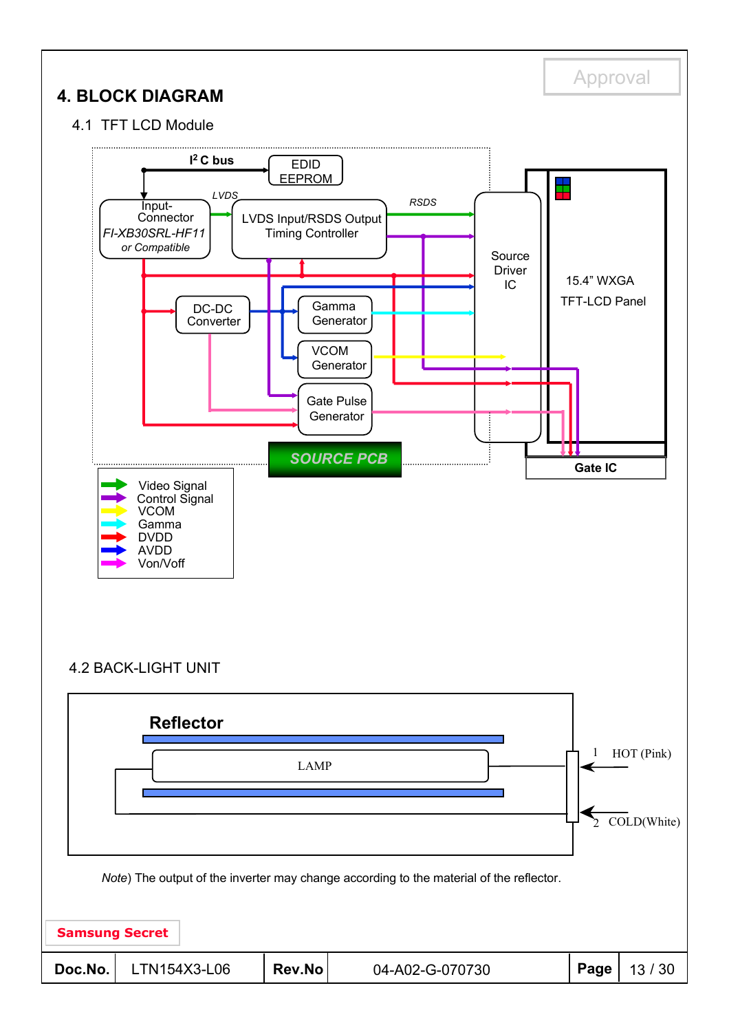Approval

# 4. BLOCK DIAGRAM

## 4.1 TFT LCD Module

$I^2$C bus

EDID EEPROM

Input-Connector
*FI-XB30SRL-HF11*
*or Compatible*

*LVDS*

LVDS Input/RSDS Output Timing Controller

*RSDS*

Source Driver IC

15.4" WXGA TFT-LCD Panel

DC-DC Converter

Gamma Generator

VCOM Generator

Gate Pulse Generator

*SOURCE PCB*

Gate IC

- Video Signal
- Control Signal
- VCOM
- Gamma
- DVDD
- AVDD
- Von/Voff

## 4.2 BACK-LIGHT UNIT

**Reflector**

LAMP

1 HOT (Pink)

2 COLD(White)

*Note*) The output of the inverter may change according to the material of the reflector.

Samsung Secret

| Doc.No. | LTN154X3-L06 | Rev.No | 04-A02-G-070730 | Page | 13 / 30 |
|---|---|---|---|---|---|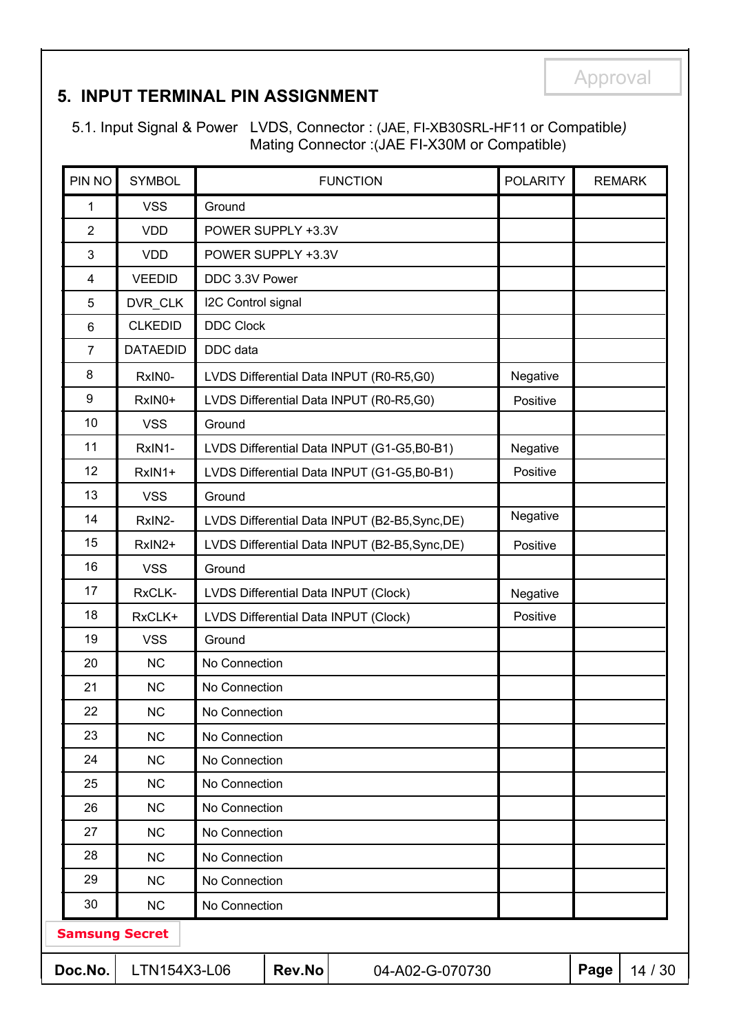## 5. INPUT TERMINAL PIN ASSIGNMENT

5.1. Input Signal & Power LVDS, Connector : (JAE, FI-XB30SRL-HF11 or Compatible)
Mating Connector :(JAE FI-X30M or Compatible)

| PIN NO | SYMBOL | FUNCTION | POLARITY | REMARK |
|---|---|---|---|---|
| 1 | VSS | Ground | | |
| 2 | VDD | POWER SUPPLY +3.3V | | |
| 3 | VDD | POWER SUPPLY +3.3V | | |
| 4 | VEEDID | DDC 3.3V Power | | |
| 5 | DVR_CLK | I2C Control signal | | |
| 6 | CLKEDID | DDC Clock | | |
| 7 | DATAEDID | DDC data | | |
| 8 | RxIN0- | LVDS Differential Data INPUT (R0-R5,G0) | Negative | |
| 9 | RxIN0+ | LVDS Differential Data INPUT (R0-R5,G0) | Positive | |
| 10 | VSS | Ground | | |
| 11 | RxIN1- | LVDS Differential Data INPUT (G1-G5,B0-B1) | Negative | |
| 12 | RxIN1+ | LVDS Differential Data INPUT (G1-G5,B0-B1) | Positive | |
| 13 | VSS | Ground | | |
| 14 | RxIN2- | LVDS Differential Data INPUT (B2-B5,Sync,DE) | Negative | |
| 15 | RxIN2+ | LVDS Differential Data INPUT (B2-B5,Sync,DE) | Positive | |
| 16 | VSS | Ground | | |
| 17 | RxCLK- | LVDS Differential Data INPUT (Clock) | Negative | |
| 18 | RxCLK+ | LVDS Differential Data INPUT (Clock) | Positive | |
| 19 | VSS | Ground | | |
| 20 | NC | No Connection | | |
| 21 | NC | No Connection | | |
| 22 | NC | No Connection | | |
| 23 | NC | No Connection | | |
| 24 | NC | No Connection | | |
| 25 | NC | No Connection | | |
| 26 | NC | No Connection | | |
| 27 | NC | No Connection | | |
| 28 | NC | No Connection | | |
| 29 | NC | No Connection | | |
| 30 | NC | No Connection | | |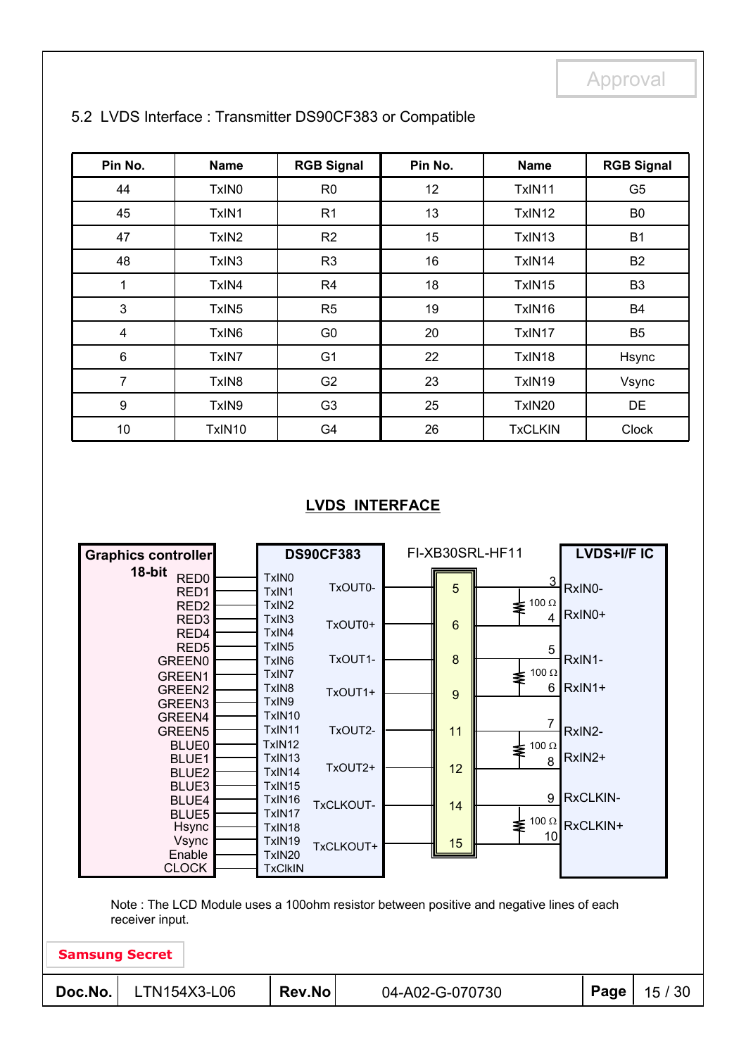## 5.2 LVDS Interface : Transmitter DS90CF383 or Compatible

| Pin No. | Name | RGB Signal | Pin No. | Name | RGB Signal |
|---|---|---|---|---|---|
| 44 | TxIN0 | R0 | 12 | TxIN11 | G5 |
| 45 | TxIN1 | R1 | 13 | TxIN12 | B0 |
| 47 | TxIN2 | R2 | 15 | TxIN13 | B1 |
| 48 | TxIN3 | R3 | 16 | TxIN14 | B2 |
| 1 | TxIN4 | R4 | 18 | TxIN15 | B3 |
| 3 | TxIN5 | R5 | 19 | TxIN16 | B4 |
| 4 | TxIN6 | G0 | 20 | TxIN17 | B5 |
| 6 | TxIN7 | G1 | 22 | TxIN18 | Hsync |
| 7 | TxIN8 | G2 | 23 | TxIN19 | Vsync |
| 9 | TxIN9 | G3 | 25 | TxIN20 | DE |
| 10 | TxIN10 | G4 | 26 | TxCLKIN | Clock |

**LVDS INTERFACE**

| Graphics controller 18-bit | DS90CF383 (input) |
|---|---|
| RED0 | TxIN0 |
| RED1 | TxIN1 |
| RED2 | TxIN2 |
| RED3 | TxIN3 |
| RED4 | TxIN4 |
| RED5 | TxIN5 |
| GREEN0 | TxIN6 |
| GREEN1 | TxIN7 |
| GREEN2 | TxIN8 |
| GREEN3 | TxIN9 |
| GREEN4 | TxIN10 |
| GREEN5 | TxIN11 |
| BLUE0 | TxIN12 |
| BLUE1 | TxIN13 |
| BLUE2 | TxIN14 |
| BLUE3 | TxIN15 |
| BLUE4 | TxIN16 |
| BLUE5 | TxIN17 |
| Hsync | TxIN18 |
| Vsync | TxIN19 |
| Enable | TxIN20 |
| CLOCK | TxClkIN |

| DS90CF383 (output) | FI-XB30SRL-HF11 | LVDS+I/F IC pin | LVDS+I/F IC |
|---|---|---|---|
| TxOUT0- | 5 | 3 | RxIN0- |
| TxOUT0+ | 6 | 4 | RxIN0+ |
| TxOUT1- | 8 | 5 | RxIN1- |
| TxOUT1+ | 9 | 6 | RxIN1+ |
| TxOUT2- | 11 | 7 | RxIN2- |
| TxOUT2+ | 12 | 8 | RxIN2+ |
| TxCLKOUT- | 14 | 9 | RxCLKIN- |
| TxCLKOUT+ | 15 | 10 | RxCLKIN+ |

(100 Ω between each differential pair)

Note : The LCD Module uses a 100ohm resistor between positive and negative lines of each receiver input.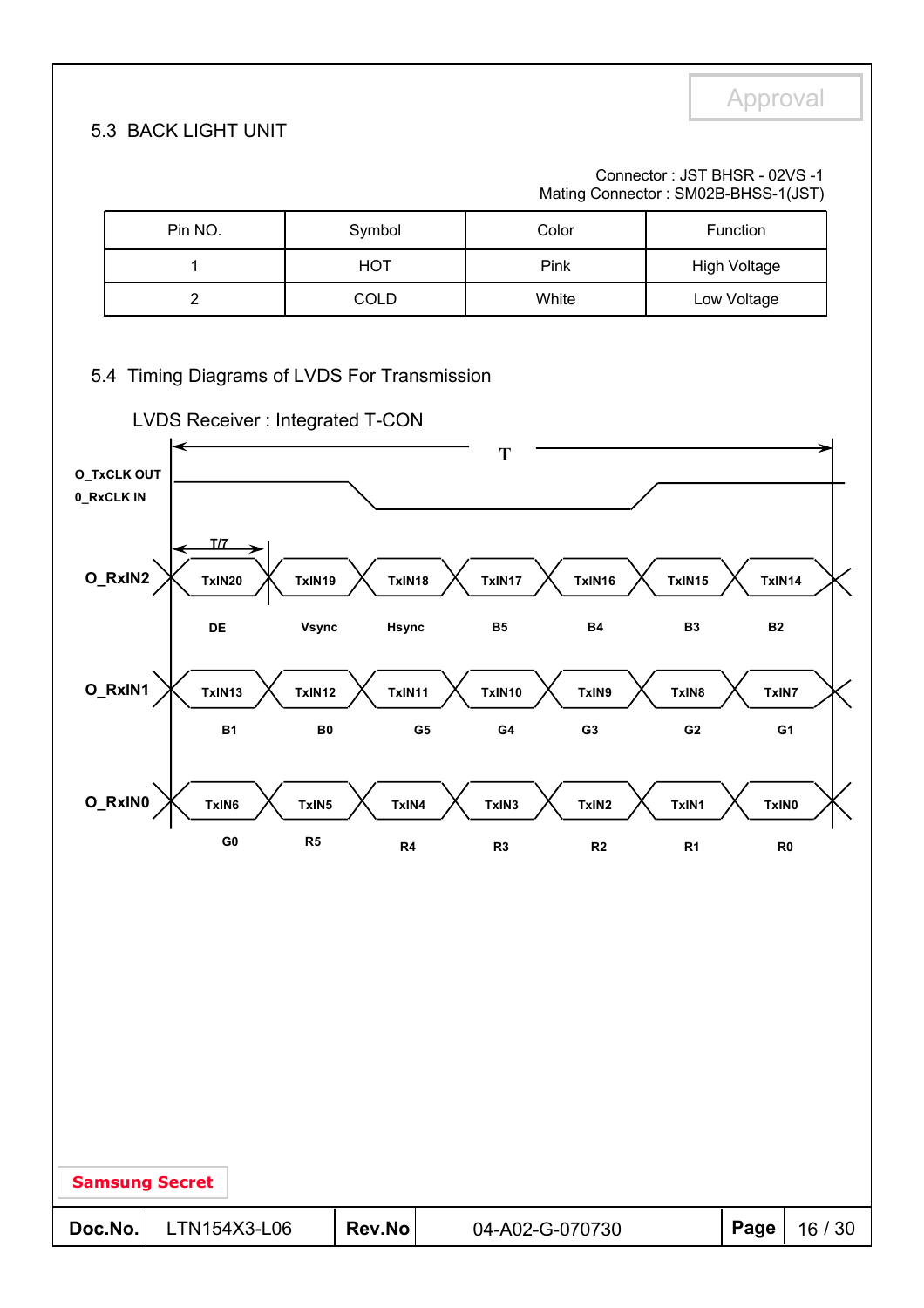## 5.3 BACK LIGHT UNIT

Connector : JST BHSR - 02VS -1
Mating Connector : SM02B-BHSS-1(JST)

| Pin NO. | Symbol | Color | Function |
|---|---|---|---|
| 1 | HOT | Pink | High Voltage |
| 2 | COLD | White | Low Voltage |

## 5.4 Timing Diagrams of LVDS For Transmission

LVDS Receiver : Integrated T-CON

O_TxCLK OUT
0_RxCLK IN

T

T/7

| Signal | | | | | | | |
|---|---|---|---|---|---|---|---|
| O_RxIN2 | TxIN20 | TxIN19 | TxIN18 | TxIN17 | TxIN16 | TxIN15 | TxIN14 |
| | DE | Vsync | Hsync | B5 | B4 | B3 | B2 |
| O_RxIN1 | TxIN13 | TxIN12 | TxIN11 | TxIN10 | TxIN9 | TxIN8 | TxIN7 |
| | B1 | B0 | G5 | G4 | G3 | G2 | G1 |
| O_RxIN0 | TxIN6 | TxIN5 | TxIN4 | TxIN3 | TxIN2 | TxIN1 | TxIN0 |
| | G0 | R5 | R4 | R3 | R2 | R1 | R0 |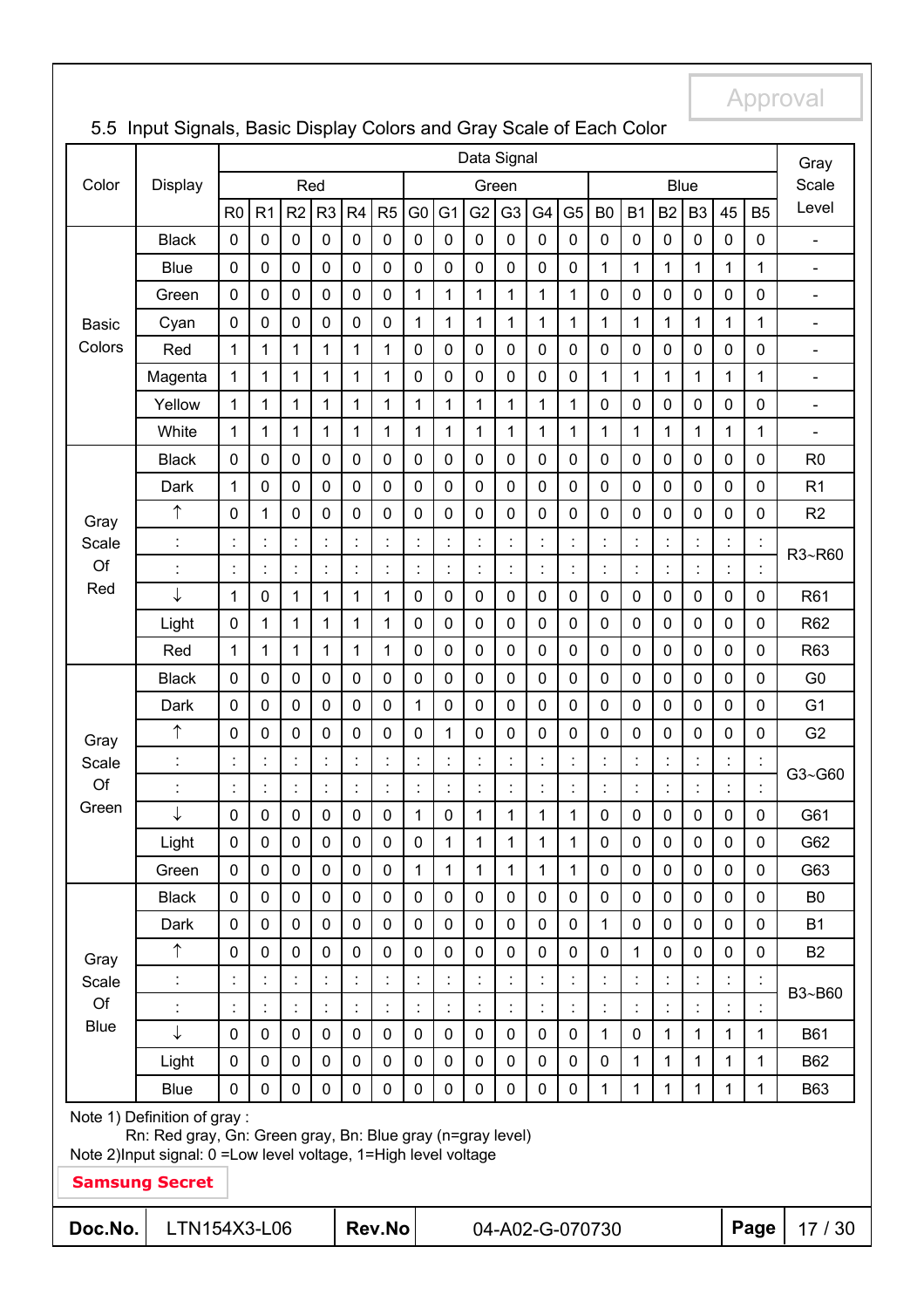## 5.5 Input Signals, Basic Display Colors and Gray Scale of Each Color

| Color | Display | Data Signal | | | | | | | | | | | | | | | | | | Gray Scale Level |
|---|---|---|---|---|---|---|---|---|---|---|---|---|---|---|---|---|---|---|---|---|
| | | Red | | | | | | Green | | | | | | Blue | | | | | | |
| | | R0 | R1 | R2 | R3 | R4 | R5 | G0 | G1 | G2 | G3 | G4 | G5 | B0 | B1 | B2 | B3 | 45 | B5 | |
| Basic Colors | Black | 0 | 0 | 0 | 0 | 0 | 0 | 0 | 0 | 0 | 0 | 0 | 0 | 0 | 0 | 0 | 0 | 0 | 0 | - |
| | Blue | 0 | 0 | 0 | 0 | 0 | 0 | 0 | 0 | 0 | 0 | 0 | 0 | 1 | 1 | 1 | 1 | 1 | 1 | - |
| | Green | 0 | 0 | 0 | 0 | 0 | 0 | 1 | 1 | 1 | 1 | 1 | 1 | 0 | 0 | 0 | 0 | 0 | 0 | - |
| | Cyan | 0 | 0 | 0 | 0 | 0 | 0 | 1 | 1 | 1 | 1 | 1 | 1 | 1 | 1 | 1 | 1 | 1 | 1 | - |
| | Red | 1 | 1 | 1 | 1 | 1 | 1 | 0 | 0 | 0 | 0 | 0 | 0 | 0 | 0 | 0 | 0 | 0 | 0 | - |
| | Magenta | 1 | 1 | 1 | 1 | 1 | 1 | 0 | 0 | 0 | 0 | 0 | 0 | 1 | 1 | 1 | 1 | 1 | 1 | - |
| | Yellow | 1 | 1 | 1 | 1 | 1 | 1 | 1 | 1 | 1 | 1 | 1 | 1 | 0 | 0 | 0 | 0 | 0 | 0 | - |
| | White | 1 | 1 | 1 | 1 | 1 | 1 | 1 | 1 | 1 | 1 | 1 | 1 | 1 | 1 | 1 | 1 | 1 | 1 | - |
| Gray Scale Of Red | Black | 0 | 0 | 0 | 0 | 0 | 0 | 0 | 0 | 0 | 0 | 0 | 0 | 0 | 0 | 0 | 0 | 0 | 0 | R0 |
| | Dark | 1 | 0 | 0 | 0 | 0 | 0 | 0 | 0 | 0 | 0 | 0 | 0 | 0 | 0 | 0 | 0 | 0 | 0 | R1 |
| | ↑ | 0 | 1 | 0 | 0 | 0 | 0 | 0 | 0 | 0 | 0 | 0 | 0 | 0 | 0 | 0 | 0 | 0 | 0 | R2 |
| | : | : | : | : | : | : | : | : | : | : | : | : | : | : | : | : | : | : | : | R3~R60 |
| | : | : | : | : | : | : | : | : | : | : | : | : | : | : | : | : | : | : | : | |
| | ↓ | 1 | 0 | 1 | 1 | 1 | 1 | 0 | 0 | 0 | 0 | 0 | 0 | 0 | 0 | 0 | 0 | 0 | 0 | R61 |
| | Light | 0 | 1 | 1 | 1 | 1 | 1 | 0 | 0 | 0 | 0 | 0 | 0 | 0 | 0 | 0 | 0 | 0 | 0 | R62 |
| | Red | 1 | 1 | 1 | 1 | 1 | 1 | 0 | 0 | 0 | 0 | 0 | 0 | 0 | 0 | 0 | 0 | 0 | 0 | R63 |
| Gray Scale Of Green | Black | 0 | 0 | 0 | 0 | 0 | 0 | 0 | 0 | 0 | 0 | 0 | 0 | 0 | 0 | 0 | 0 | 0 | 0 | G0 |
| | Dark | 0 | 0 | 0 | 0 | 0 | 0 | 1 | 0 | 0 | 0 | 0 | 0 | 0 | 0 | 0 | 0 | 0 | 0 | G1 |
| | ↑ | 0 | 0 | 0 | 0 | 0 | 0 | 0 | 1 | 0 | 0 | 0 | 0 | 0 | 0 | 0 | 0 | 0 | 0 | G2 |
| | : | : | : | : | : | : | : | : | : | : | : | : | : | : | : | : | : | : | : | G3~G60 |
| | : | : | : | : | : | : | : | : | : | : | : | : | : | : | : | : | : | : | : | |
| | ↓ | 0 | 0 | 0 | 0 | 0 | 0 | 1 | 0 | 1 | 1 | 1 | 1 | 0 | 0 | 0 | 0 | 0 | 0 | G61 |
| | Light | 0 | 0 | 0 | 0 | 0 | 0 | 0 | 1 | 1 | 1 | 1 | 1 | 0 | 0 | 0 | 0 | 0 | 0 | G62 |
| | Green | 0 | 0 | 0 | 0 | 0 | 0 | 1 | 1 | 1 | 1 | 1 | 1 | 0 | 0 | 0 | 0 | 0 | 0 | G63 |
| Gray Scale Of Blue | Black | 0 | 0 | 0 | 0 | 0 | 0 | 0 | 0 | 0 | 0 | 0 | 0 | 0 | 0 | 0 | 0 | 0 | 0 | B0 |
| | Dark | 0 | 0 | 0 | 0 | 0 | 0 | 0 | 0 | 0 | 0 | 0 | 0 | 1 | 0 | 0 | 0 | 0 | 0 | B1 |
| | ↑ | 0 | 0 | 0 | 0 | 0 | 0 | 0 | 0 | 0 | 0 | 0 | 0 | 0 | 1 | 0 | 0 | 0 | 0 | B2 |
| | : | : | : | : | : | : | : | : | : | : | : | : | : | : | : | : | : | : | : | B3~B60 |
| | : | : | : | : | : | : | : | : | : | : | : | : | : | : | : | : | : | : | : | |
| | ↓ | 0 | 0 | 0 | 0 | 0 | 0 | 0 | 0 | 0 | 0 | 0 | 0 | 1 | 0 | 1 | 1 | 1 | 1 | B61 |
| | Light | 0 | 0 | 0 | 0 | 0 | 0 | 0 | 0 | 0 | 0 | 0 | 0 | 0 | 1 | 1 | 1 | 1 | 1 | B62 |
| | Blue | 0 | 0 | 0 | 0 | 0 | 0 | 0 | 0 | 0 | 0 | 0 | 0 | 1 | 1 | 1 | 1 | 1 | 1 | B63 |

Note 1) Definition of gray :
Rn: Red gray, Gn: Green gray, Bn: Blue gray (n=gray level)

Note 2)Input signal: 0 =Low level voltage, 1=High level voltage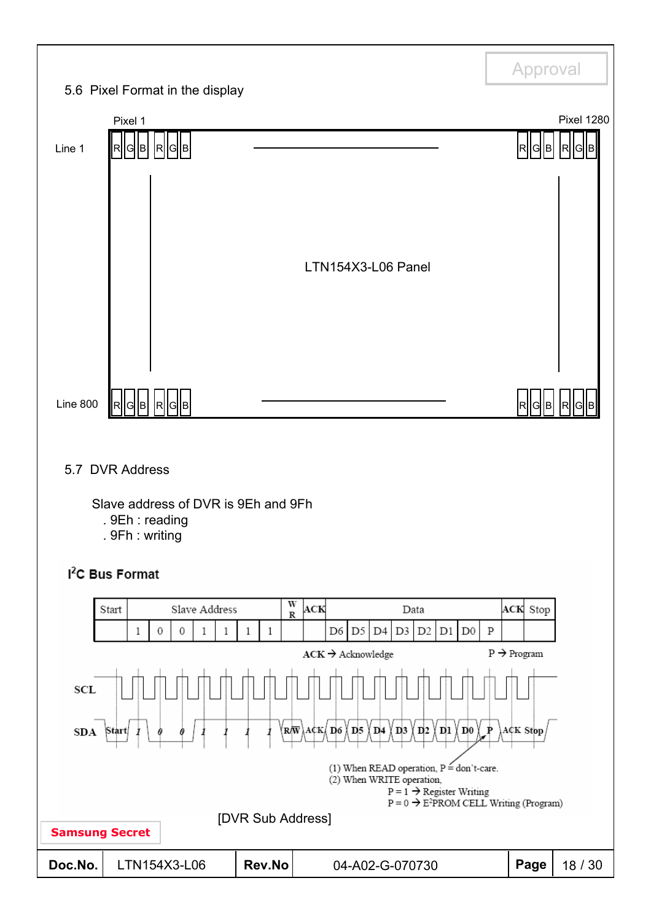## 5.6 Pixel Format in the display

Pixel 1 — Pixel 1280

Line 1: R G B R G B ... R G B R G B

LTN154X3-L06 Panel

Line 800: R G B R G B ... R G B R G B

## 5.7 DVR Address

Slave address of DVR is 9Eh and 9Fh

- . 9Eh : reading
- . 9Fh : writing

### I²C Bus Format

| Start | Slave Address | | | | | | | W/R | ACK | Data | | | | | | | | ACK | Stop |
|---|---|---|---|---|---|---|---|---|---|---|---|---|---|---|---|---|---|---|---|
| | 1 | 0 | 0 | 1 | 1 | 1 | 1 | | | D6 | D5 | D4 | D3 | D2 | D1 | D0 | P | | |

ACK → Acknowledge  P → Program

SCL

SDA: Start 1 0 0 1 1 1 1 R/W ACK D6 D5 D4 D3 D2 D1 D0 P ACK Stop

(1) When READ operation, P = don't-care.
(2) When WRITE operation,
P = 1 → Register Writing
P = 0 → E²PROM CELL Writing (Program)

[DVR Sub Address]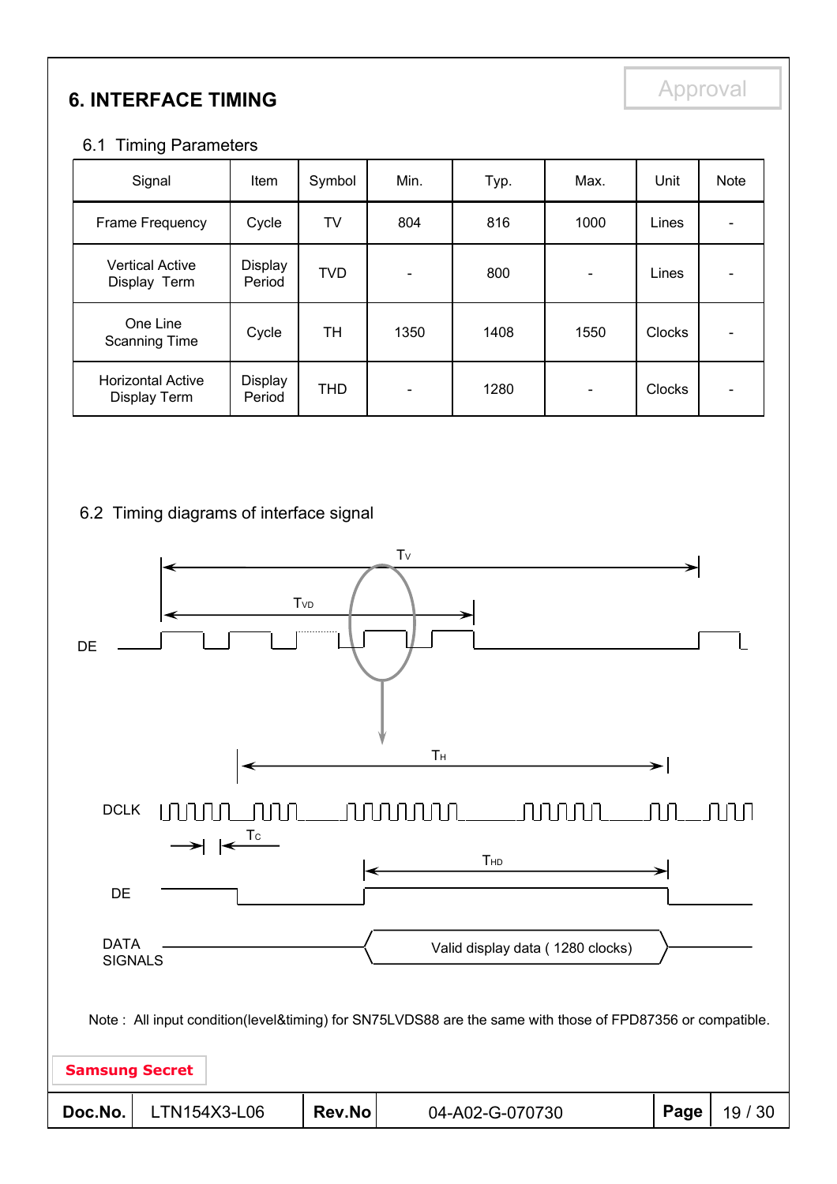# 6. INTERFACE TIMING

## 6.1 Timing Parameters

| Signal | Item | Symbol | Min. | Typ. | Max. | Unit | Note |
|---|---|---|---|---|---|---|---|
| Frame Frequency | Cycle | TV | 804 | 816 | 1000 | Lines | - |
| Vertical Active Display Term | Display Period | TVD | - | 800 | - | Lines | - |
| One Line Scanning Time | Cycle | TH | 1350 | 1408 | 1550 | Clocks | - |
| Horizontal Active Display Term | Display Period | THD | - | 1280 | - | Clocks | - |

## 6.2 Timing diagrams of interface signal

$T_V$

$T_{VD}$

DE

$T_H$

DCLK

$T_C$

$T_{HD}$

DE

DATA SIGNALS

Valid display data ( 1280 clocks)

Note : All input condition(level&timing) for SN75LVDS88 are the same with those of FPD87356 or compatible.

Samsung Secret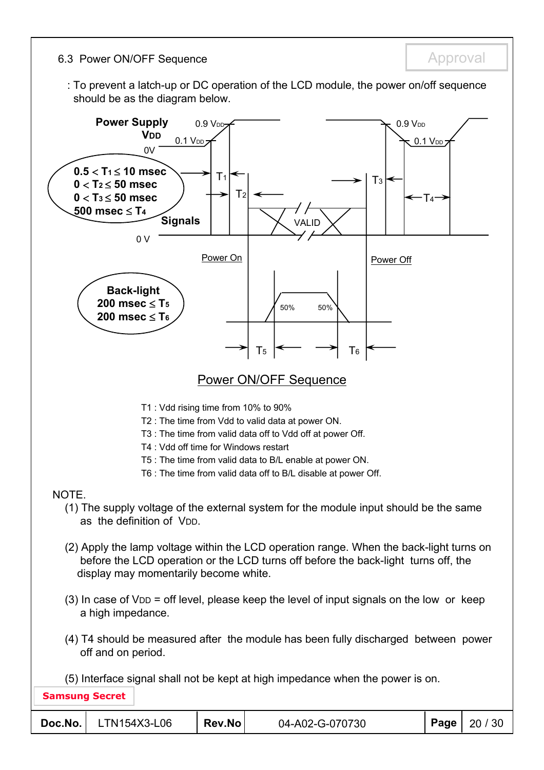## 6.3 Power ON/OFF Sequence

: To prevent a latch-up or DC operation of the LCD module, the power on/off sequence should be as the diagram below.

Power Supply $V_{DD}$

0.9 $V_{DD}$ 0.1 $V_{DD}$ 0V

$0.5 < T_1 \leq 10$ msec
$0 < T_2 \leq 50$ msec
$0 < T_3 \leq 50$ msec
$500$ msec $\leq T_4$

Signals

0 V

VALID

Power On

Power Off

Back-light
$200$ msec $\leq T_5$
$200$ msec $\leq T_6$

50% 50%

$T_1$ $T_2$ $T_3$ $T_4$ $T_5$ $T_6$

Power ON/OFF Sequence

T1 : Vdd rising time from 10% to 90%
T2 : The time from Vdd to valid data at power ON.
T3 : The time from valid data off to Vdd off at power Off.
T4 : Vdd off time for Windows restart
T5 : The time from valid data to B/L enable at power ON.
T6 : The time from valid data off to B/L disable at power Off.

NOTE.

(1) The supply voltage of the external system for the module input should be the same as the definition of $V_{DD}$.

(2) Apply the lamp voltage within the LCD operation range. When the back-light turns on before the LCD operation or the LCD turns off before the back-light turns off, the display may momentarily become white.

(3) In case of $V_{DD}$ = off level, please keep the level of input signals on the low or keep a high impedance.

(4) T4 should be measured after the module has been fully discharged between power off and on period.

(5) Interface signal shall not be kept at high impedance when the power is on.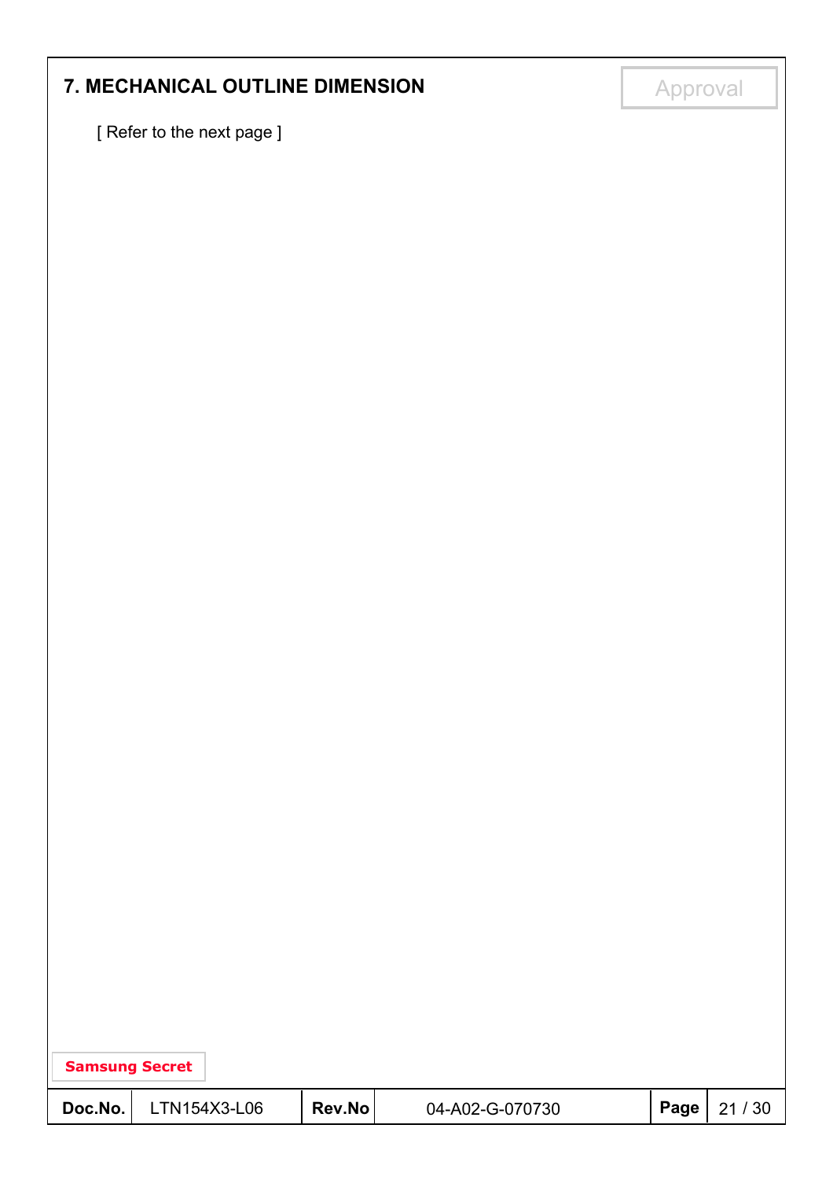## 7. MECHANICAL OUTLINE DIMENSION

[ Refer to the next page ]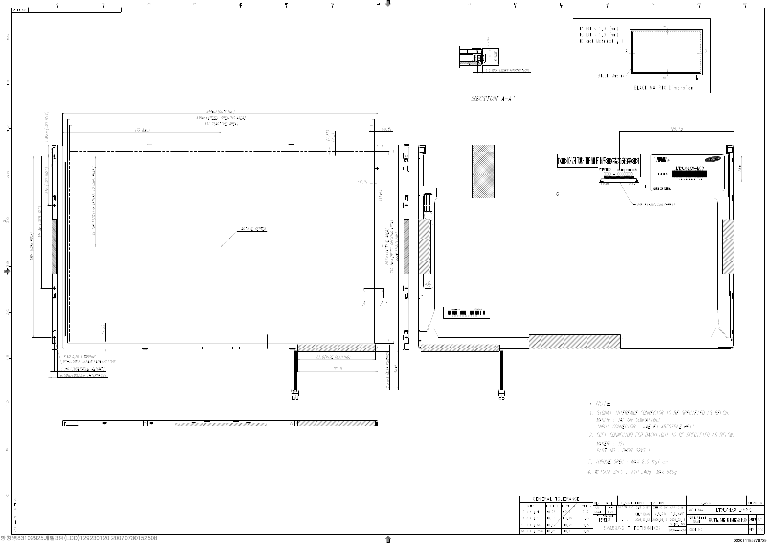SECTION A-A'

1.5 MAX (SCREW PENETRATION)

(A-B) < 1.0 (mm)
(C-D) < 1.0 (mm)
(Black Matrix) ≥ 1

Black Matrix

BLACK MATRIX Dimension

344±0.5 (OUTLINE)

335±0.5 (BEZEL OPENING AREA)

331.2 (ACTIVE AREA)

172.8±1

ACTIVE CENTER

85.0 (WIRE ROUTING)

88.0

8-M2.0, P0.4 TAPPING
8P=2.5MAX SCREW PENETRATION

3.0±0.1 (SIDE MOUNTING HEIGHT)

6.5Max (MODULE THICKNESS)

125.1±1

JAE FI-XB30SRL-HF11

* NOTE

1. SIGNAL INTERFACE CONNECTOR TO BE SPECIFIED AS BELOW.
   - MAKER : JAE OR COMPATIBLE
   - INPUT CONNECTOR : JAE FI-XB30SRL-HF11
2. CCFT CONNECTOR FOR BACKLIGHT TO BE SPECIFIED AS BELOW.
   - MAKER : JST
   - PART NO : BHSR-02VS-1
3. TORQUE SPEC : MAX 2.5 Kgf-cm
4. WEIGHT SPEC : TYP 540g, MAX 560g

| GENERAL TOLERANCE | | | |
|---|---|---|---|
| SPEC | LEVEL 1 | LEVEL 2 | LEVEL 3 |
| 0 < X ≤ 4 | ±0.05 | ±0.1 | ±0.2 |
| 4 < X ≤ 16 | ±0.08 | ±0.15 | ±0.3 |
| 16 < X ≤ 64 | ±0.12 | ±0.25 | ±0.5 |
| 64 < X ≤ 256 | ±0.20 | ±0.4 | ±0.8 |

SAMSUNG ELECTRONICS

MODEL NAME: LTN154X3-L06-J

OUTLINE DIMENSION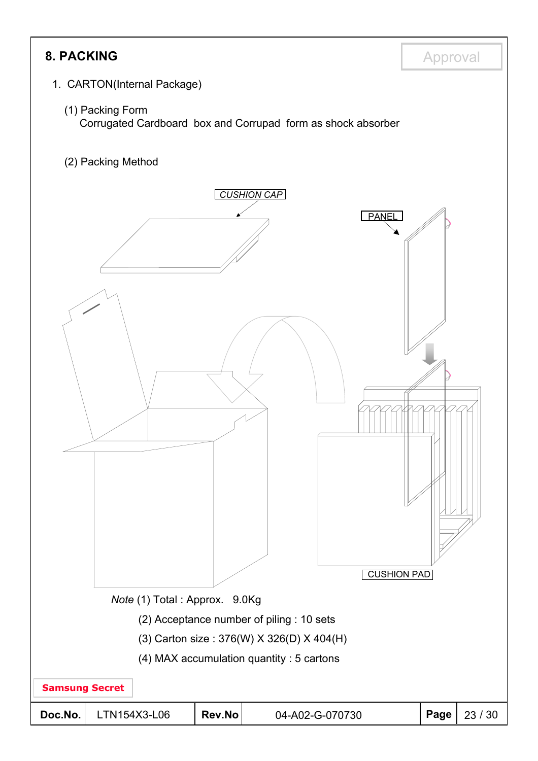## 8. PACKING

Approval

1. CARTON(Internal Package)

   (1) Packing Form
   Corrugated Cardboard box and Corrupad form as shock absorber

   (2) Packing Method

CUSHION CAP

PANEL

CUSHION PAD

*Note* (1) Total : Approx. 9.0Kg

(2) Acceptance number of piling : 10 sets

(3) Carton size : 376(W) X 326(D) X 404(H)

(4) MAX accumulation quantity : 5 cartons

**Samsung Secret**

| Doc.No. | LTN154X3-L06 | Rev.No | 04-A02-G-070730 |
|---|---|---|---|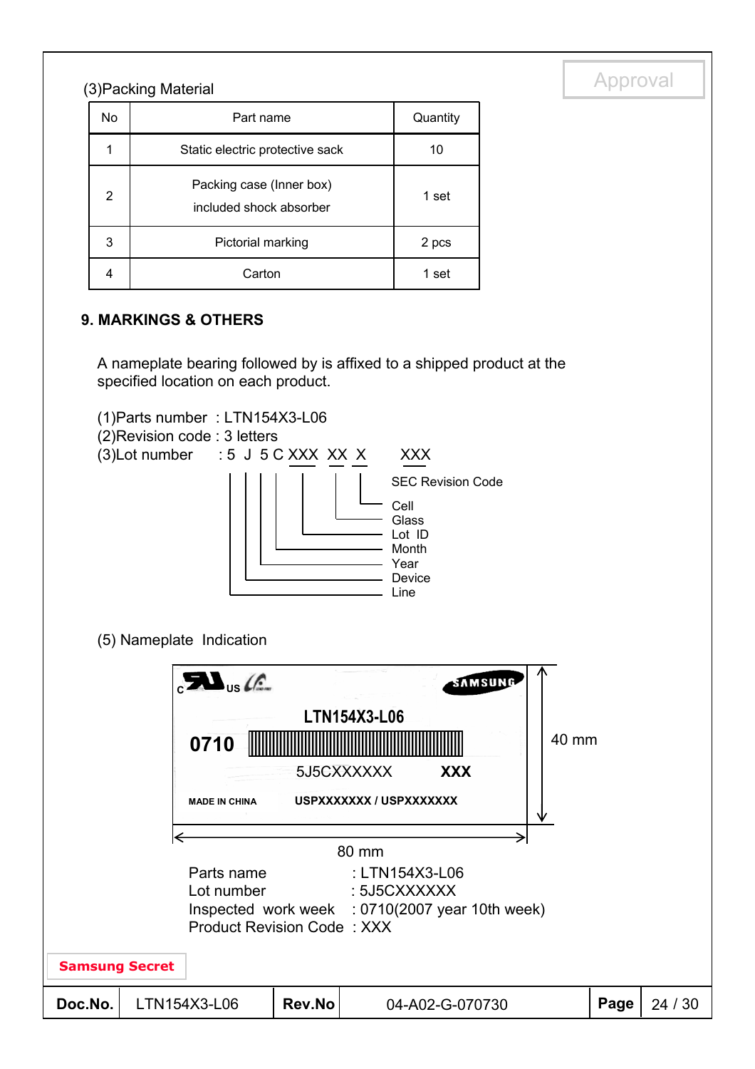Approval

(3)Packing Material

| No | Part name | Quantity |
|---|---|---|
| 1 | Static electric protective sack | 10 |
| 2 | Packing case (Inner box) included shock absorber | 1 set |
| 3 | Pictorial marking | 2 pcs |
| 4 | Carton | 1 set |

## 9. MARKINGS & OTHERS

A nameplate bearing followed by is affixed to a shipped product at the specified location on each product.

(1)Parts number : LTN154X3-L06
(2)Revision code : 3 letters
(3)Lot number : 5 J 5 C XXX XX X XXX

- 5 : Line
- J : Device
- 5 : Year
- C : Month
- XXX : Lot ID
- XX : Glass
- X : Cell
- XXX : SEC Revision Code

(5) Nameplate Indication

c US SAMSUNG
LTN154X3-L06
0710
5J5CXXXXXX XXX
MADE IN CHINA USPXXXXXXX / USPXXXXXXX

40 mm
80 mm

Parts name : LTN154X3-L06
Lot number : 5J5CXXXXXX
Inspected work week : 0710(2007 year 10th week)
Product Revision Code : XXX

Samsung Secret

| Doc.No. | LTN154X3-L06 | Rev.No | 04-A02-G-070730 | Page | 24 / 30 |
|---|---|---|---|---|---|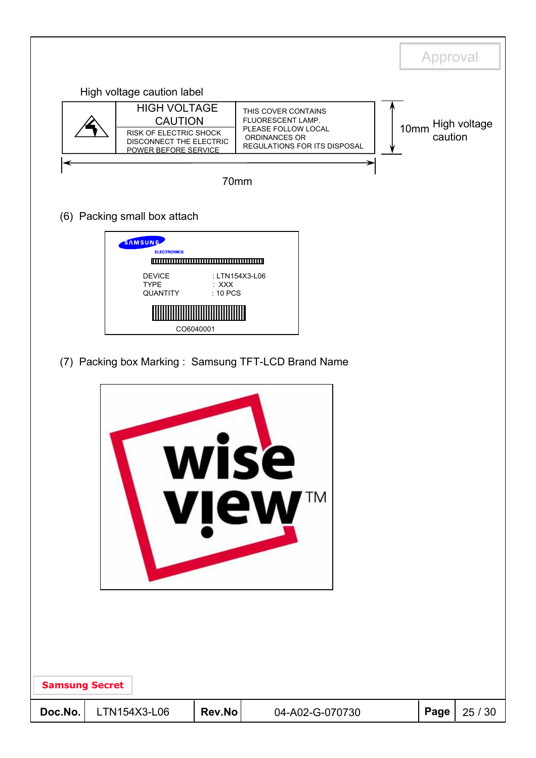High voltage caution label

| | HIGH VOLTAGE CAUTION<br>RISK OF ELECTRIC SHOCK DISCONNECT THE ELECTRIC POWER BEFORE SERVICE | THIS COVER CONTAINS FLUORESCENT LAMP. PLEASE FOLLOW LOCAL ORDINANCES OR REGULATIONS FOR ITS DISPOSAL |
|---|---|---|

70mm

10mm High voltage caution

(6) Packing small box attach

SAMSUNG ELECTRONICS

DEVICE : LTN154X3-L06
TYPE : XXX
QUANTITY : 10 PCS

CO6040001

(7) Packing box Marking : Samsung TFT-LCD Brand Name

wise view™

Samsung Secret

| Doc.No. | LTN154X3-L06 | Rev.No | 04-A02-G-070730 |
|---|---|---|---|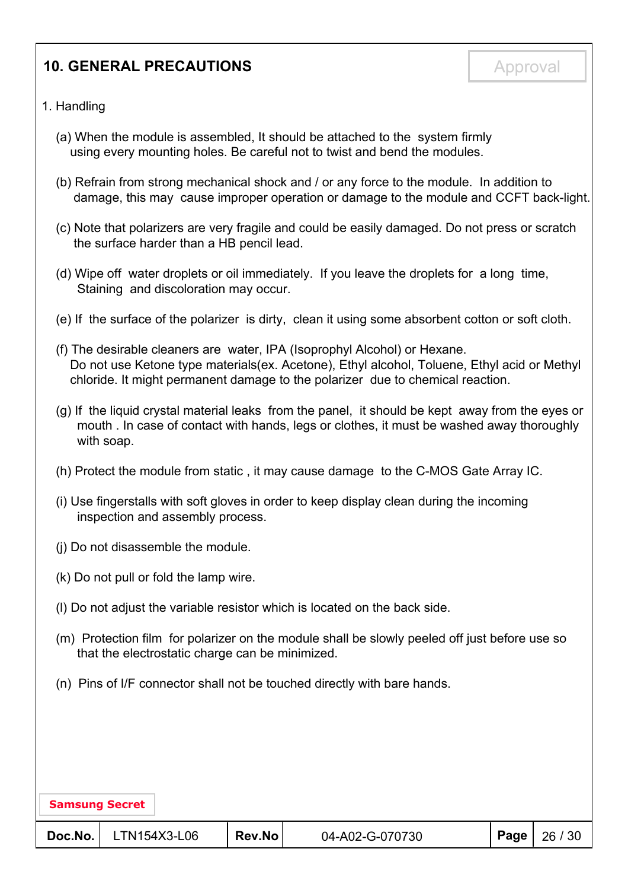## 10. GENERAL PRECAUTIONS

Approval

1. Handling

(a) When the module is assembled, It should be attached to the system firmly using every mounting holes. Be careful not to twist and bend the modules.

(b) Refrain from strong mechanical shock and / or any force to the module. In addition to damage, this may cause improper operation or damage to the module and CCFT back-light.

(c) Note that polarizers are very fragile and could be easily damaged. Do not press or scratch the surface harder than a HB pencil lead.

(d) Wipe off water droplets or oil immediately. If you leave the droplets for a long time, Staining and discoloration may occur.

(e) If the surface of the polarizer is dirty, clean it using some absorbent cotton or soft cloth.

(f) The desirable cleaners are water, IPA (Isoprophyl Alcohol) or Hexane. Do not use Ketone type materials(ex. Acetone), Ethyl alcohol, Toluene, Ethyl acid or Methyl chloride. It might permanent damage to the polarizer due to chemical reaction.

(g) If the liquid crystal material leaks from the panel, it should be kept away from the eyes or mouth . In case of contact with hands, legs or clothes, it must be washed away thoroughly with soap.

(h) Protect the module from static , it may cause damage to the C-MOS Gate Array IC.

(i) Use fingerstalls with soft gloves in order to keep display clean during the incoming inspection and assembly process.

(j) Do not disassemble the module.

(k) Do not pull or fold the lamp wire.

(l) Do not adjust the variable resistor which is located on the back side.

(m) Protection film for polarizer on the module shall be slowly peeled off just before use so that the electrostatic charge can be minimized.

(n) Pins of I/F connector shall not be touched directly with bare hands.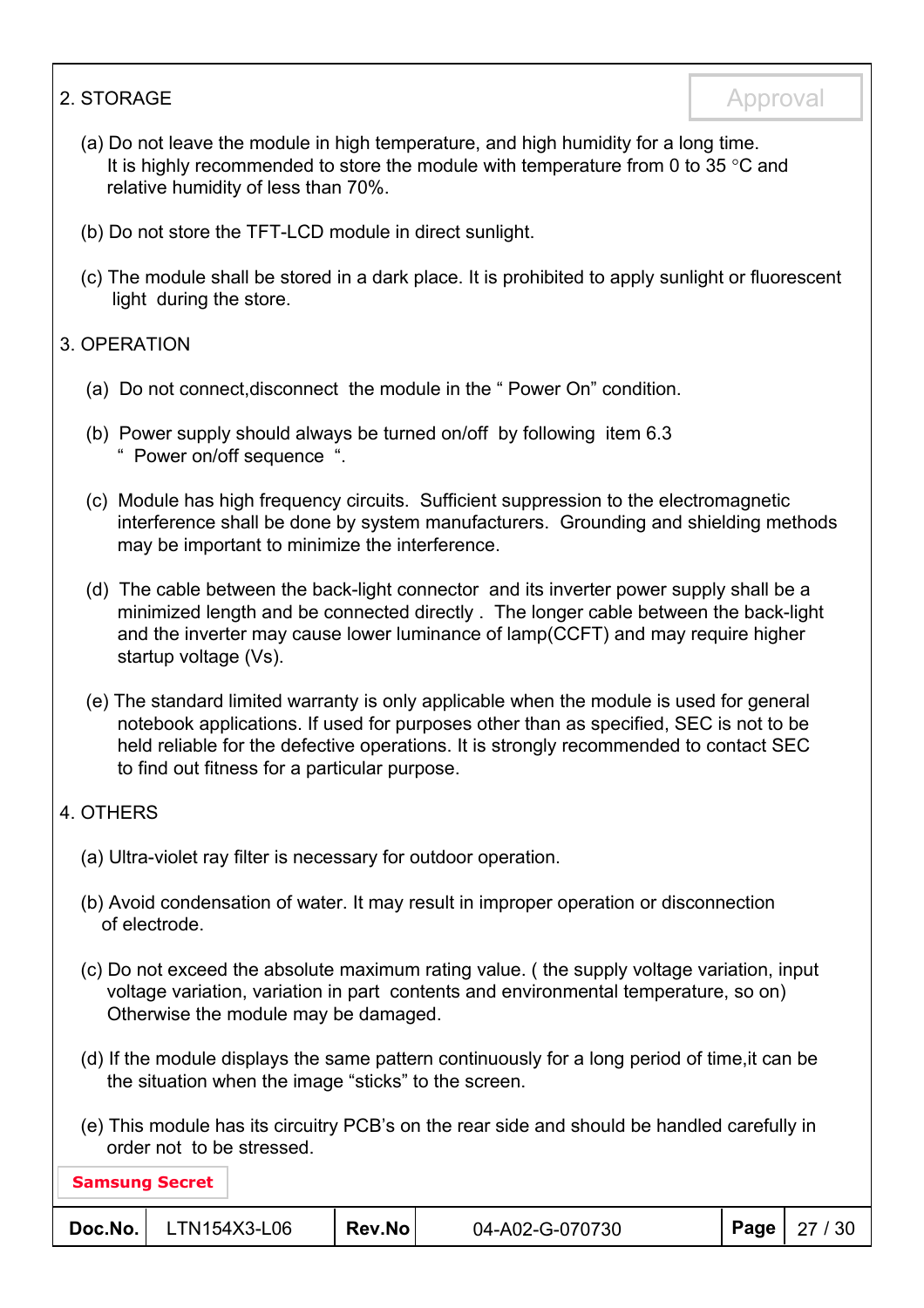## 2. STORAGE

(a) Do not leave the module in high temperature, and high humidity for a long time.
It is highly recommended to store the module with temperature from 0 to 35 °C and relative humidity of less than 70%.

(b) Do not store the TFT-LCD module in direct sunlight.

(c) The module shall be stored in a dark place. It is prohibited to apply sunlight or fluorescent light during the store.

## 3. OPERATION

(a) Do not connect,disconnect the module in the " Power On" condition.

(b) Power supply should always be turned on/off by following item 6.3 " Power on/off sequence ".

(c) Module has high frequency circuits. Sufficient suppression to the electromagnetic interference shall be done by system manufacturers. Grounding and shielding methods may be important to minimize the interference.

(d) The cable between the back-light connector and its inverter power supply shall be a minimized length and be connected directly . The longer cable between the back-light and the inverter may cause lower luminance of lamp(CCFT) and may require higher startup voltage (Vs).

(e) The standard limited warranty is only applicable when the module is used for general notebook applications. If used for purposes other than as specified, SEC is not to be held reliable for the defective operations. It is strongly recommended to contact SEC to find out fitness for a particular purpose.

## 4. OTHERS

(a) Ultra-violet ray filter is necessary for outdoor operation.

(b) Avoid condensation of water. It may result in improper operation or disconnection of electrode.

(c) Do not exceed the absolute maximum rating value. ( the supply voltage variation, input voltage variation, variation in part contents and environmental temperature, so on) Otherwise the module may be damaged.

(d) If the module displays the same pattern continuously for a long period of time,it can be the situation when the image "sticks" to the screen.

(e) This module has its circuitry PCB's on the rear side and should be handled carefully in order not to be stressed.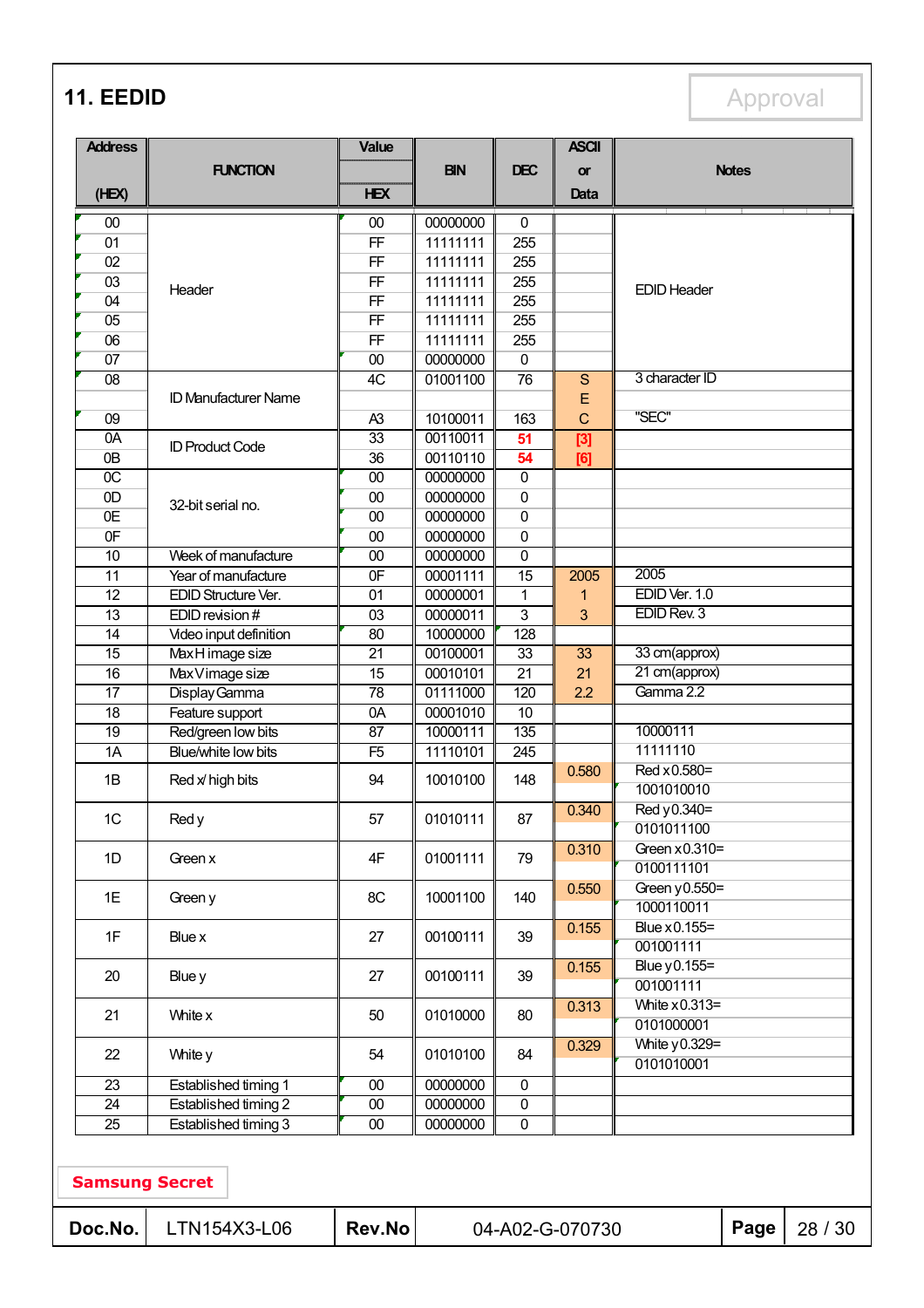# 11. EEDID

Approval

| Address (HEX) | FUNCTION | Value HEX | BIN | DEC | ASCII or Data | Notes |
|---|---|---|---|---|---|---|
| 00 | Header | 00 | 00000000 | 0 | | EDID Header |
| 01 | | FF | 11111111 | 255 | | |
| 02 | | FF | 11111111 | 255 | | |
| 03 | | FF | 11111111 | 255 | | |
| 04 | | FF | 11111111 | 255 | | |
| 05 | | FF | 11111111 | 255 | | |
| 06 | | FF | 11111111 | 255 | | |
| 07 | | 00 | 00000000 | 0 | | |
| 08 | ID Manufacturer Name | 4C | 01001100 | 76 | S | 3 character ID |
| | | | | | E | |
| 09 | | A3 | 10100011 | 163 | C | "SEC" |
| 0A | ID Product Code | 33 | 00110011 | 51 | [3] | |
| 0B | | 36 | 00110110 | 54 | [6] | |
| 0C | 32-bit serial no. | 00 | 00000000 | 0 | | |
| 0D | | 00 | 00000000 | 0 | | |
| 0E | | 00 | 00000000 | 0 | | |
| 0F | | 00 | 00000000 | 0 | | |
| 10 | Week of manufacture | 00 | 00000000 | 0 | | |
| 11 | Year of manufacture | 0F | 00001111 | 15 | 2005 | 2005 |
| 12 | EDID Structure Ver. | 01 | 00000001 | 1 | 1 | EDID Ver. 1.0 |
| 13 | EDID revision # | 03 | 00000011 | 3 | 3 | EDID Rev. 3 |
| 14 | Video input definition | 80 | 10000000 | 128 | | |
| 15 | Max H image size | 21 | 00100001 | 33 | 33 | 33 cm(approx) |
| 16 | Max V image size | 15 | 00010101 | 21 | 21 | 21 cm(approx) |
| 17 | Display Gamma | 78 | 01111000 | 120 | 2.2 | Gamma 2.2 |
| 18 | Feature support | 0A | 00001010 | 10 | | |
| 19 | Red/green low bits | 87 | 10000111 | 135 | | 10000111 |
| 1A | Blue/white low bits | F5 | 11110101 | 245 | | 11111110 |
| 1B | Red x/ high bits | 94 | 10010100 | 148 | 0.580 | Red x 0.580= 1001010010 |
| 1C | Red y | 57 | 01010111 | 87 | 0.340 | Red y 0.340= 0101011100 |
| 1D | Green x | 4F | 01001111 | 79 | 0.310 | Green x 0.310= 0100111101 |
| 1E | Green y | 8C | 10001100 | 140 | 0.550 | Green y 0.550= 1000110011 |
| 1F | Blue x | 27 | 00100111 | 39 | 0.155 | Blue x 0.155= 001001111 |
| 20 | Blue y | 27 | 00100111 | 39 | 0.155 | Blue y 0.155= 001001111 |
| 21 | White x | 50 | 01010000 | 80 | 0.313 | White x 0.313= 0101000001 |
| 22 | White y | 54 | 01010100 | 84 | 0.329 | White y 0.329= 0101010001 |
| 23 | Established timing 1 | 00 | 00000000 | 0 | | |
| 24 | Established timing 2 | 00 | 00000000 | 0 | | |
| 25 | Established timing 3 | 00 | 00000000 | 0 | | |

Samsung Secret

| Doc.No. | LTN154X3-L06 | Rev.No | 04-A02-G-070730 |
|---|---|---|---|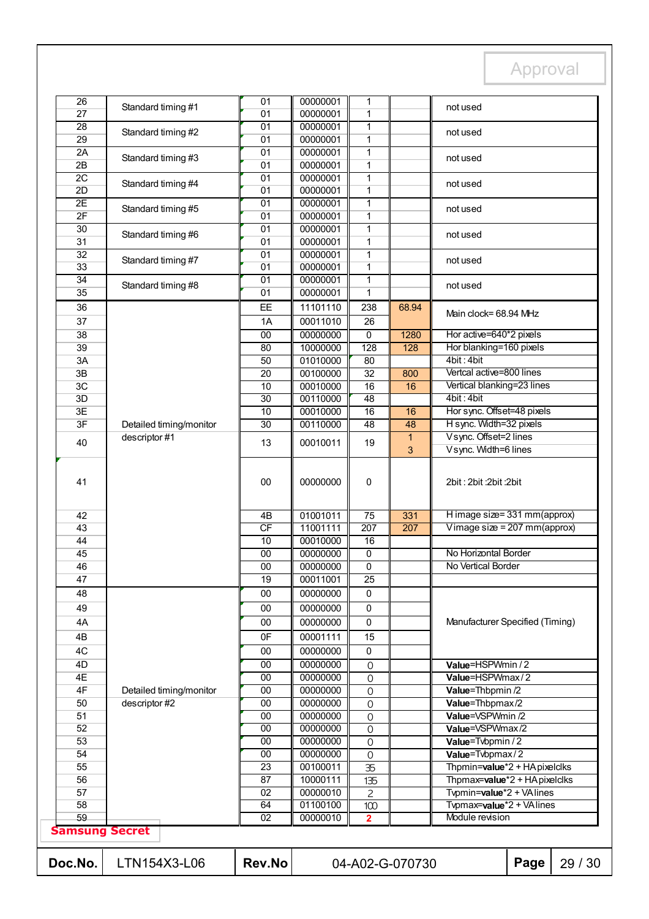| Address | Function | Hex | Binary | Dec | Value | Notes |
|---|---|---|---|---|---|---|
| 26 | Standard timing #1 | 01 | 00000001 | 1 | | not used |
| 27 | | 01 | 00000001 | 1 | | |
| 28 | Standard timing #2 | 01 | 00000001 | 1 | | not used |
| 29 | | 01 | 00000001 | 1 | | |
| 2A | Standard timing #3 | 01 | 00000001 | 1 | | not used |
| 2B | | 01 | 00000001 | 1 | | |
| 2C | Standard timing #4 | 01 | 00000001 | 1 | | not used |
| 2D | | 01 | 00000001 | 1 | | |
| 2E | Standard timing #5 | 01 | 00000001 | 1 | | not used |
| 2F | | 01 | 00000001 | 1 | | |
| 30 | Standard timing #6 | 01 | 00000001 | 1 | | not used |
| 31 | | 01 | 00000001 | 1 | | |
| 32 | Standard timing #7 | 01 | 00000001 | 1 | | not used |
| 33 | | 01 | 00000001 | 1 | | |
| 34 | Standard timing #8 | 01 | 00000001 | 1 | | not used |
| 35 | | 01 | 00000001 | 1 | | |
| 36 | Detailed timing/monitor descriptor #1 | EE | 11101110 | 238 | 68.94 | Main clock= 68.94 MHz |
| 37 | | 1A | 00011010 | 26 | | |
| 38 | | 00 | 00000000 | 0 | 1280 | Hor active=640*2 pixels |
| 39 | | 80 | 10000000 | 128 | 128 | Hor blanking=160 pixels |
| 3A | | 50 | 01010000 | 80 | | 4bit : 4bit |
| 3B | | 20 | 00100000 | 32 | 800 | Vertcal active=800 lines |
| 3C | | 10 | 00010000 | 16 | 16 | Vertical blanking=23 lines |
| 3D | | 30 | 00110000 | 48 | | 4bit : 4bit |
| 3E | | 10 | 00010000 | 16 | 16 | Hor sync. Offset=48 pixels |
| 3F | | 30 | 00110000 | 48 | 48 | H sync. Width=32 pixels |
| 40 | | 13 | 00010011 | 19 | 1 | Vsync. Offset=2 lines |
| | | | | | 3 | Vsync. Width=6 lines |
| 41 | | 00 | 00000000 | 0 | | 2bit : 2bit :2bit :2bit |
| 42 | | 4B | 01001011 | 75 | 331 | H image size= 331 mm(approx) |
| 43 | | CF | 11001111 | 207 | 207 | V image size = 207 mm(approx) |
| 44 | | 10 | 00010000 | 16 | | |
| 45 | | 00 | 00000000 | 0 | | No Horizontal Border |
| 46 | | 00 | 00000000 | 0 | | No Vertical Border |
| 47 | | 19 | 00011001 | 25 | | |
| 48 | Detailed timing/monitor descriptor #2 | 00 | 00000000 | 0 | | Manufacturer Specified (Timing) |
| 49 | | 00 | 00000000 | 0 | | |
| 4A | | 00 | 00000000 | 0 | | |
| 4B | | 0F | 00001111 | 15 | | |
| 4C | | 00 | 00000000 | 0 | | |
| 4D | | 00 | 00000000 | 0 | | **Value**=HSPWmin / 2 |
| 4E | | 00 | 00000000 | 0 | | **Value**=HSPWmax / 2 |
| 4F | | 00 | 00000000 | 0 | | **Value**=Thbpmin /2 |
| 50 | | 00 | 00000000 | 0 | | **Value**=Thbpmax /2 |
| 51 | | 00 | 00000000 | 0 | | **Value**=VSPWmin /2 |
| 52 | | 00 | 00000000 | 0 | | **Value**=VSPWmax /2 |
| 53 | | 00 | 00000000 | 0 | | **Value**=Tvbpmin / 2 |
| 54 | | 00 | 00000000 | 0 | | **Value**=Tvbpmax / 2 |
| 55 | | 23 | 00100011 | 35 | | Thpmin=**value**\*2 + HA pixelclks |
| 56 | | 87 | 10000111 | 135 | | Thpmax=**value**\*2 + HA pixelclks |
| 57 | | 02 | 00000010 | 2 | | Tvpmin=**value**\*2 + VA lines |
| 58 | | 64 | 01100100 | 100 | | Tvpmax=**value**\*2 + VA lines |
| 59 | | 02 | 00000010 | 2 | | Module revision |

Samsung Secret

| Doc.No. | LTN154X3-L06 | Rev.No | 04-A02-G-070730 | Page | 29 / 30 |
|---|---|---|---|---|---|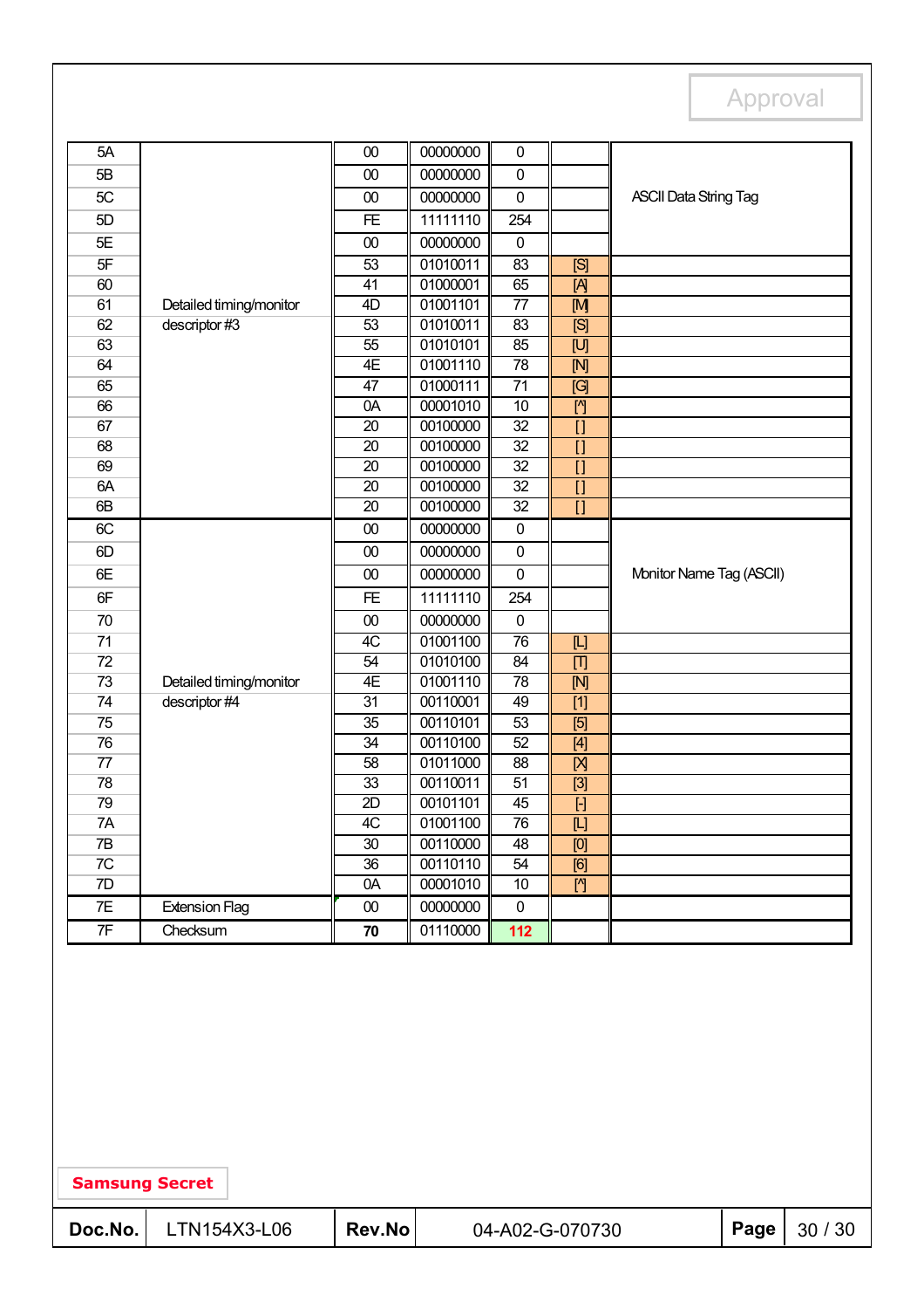Approval

| | | | | | | |
|---|---|---|---|---|---|---|
| 5A | Detailed timing/monitor descriptor #3 | 00 | 00000000 | 0 | | ASCII Data String Tag |
| 5B | | 00 | 00000000 | 0 | | |
| 5C | | 00 | 00000000 | 0 | | |
| 5D | | FE | 11111110 | 254 | | |
| 5E | | 00 | 00000000 | 0 | | |
| 5F | | 53 | 01010011 | 83 | [S] | |
| 60 | | 41 | 01000001 | 65 | [A] | |
| 61 | | 4D | 01001101 | 77 | [M] | |
| 62 | | 53 | 01010011 | 83 | [S] | |
| 63 | | 55 | 01010101 | 85 | [U] | |
| 64 | | 4E | 01001110 | 78 | [N] | |
| 65 | | 47 | 01000111 | 71 | [G] | |
| 66 | | 0A | 00001010 | 10 | [^] | |
| 67 | | 20 | 00100000 | 32 | [ ] | |
| 68 | | 20 | 00100000 | 32 | [ ] | |
| 69 | | 20 | 00100000 | 32 | [ ] | |
| 6A | | 20 | 00100000 | 32 | [ ] | |
| 6B | | 20 | 00100000 | 32 | [ ] | |
| 6C | Detailed timing/monitor descriptor #4 | 00 | 00000000 | 0 | | Monitor Name Tag (ASCII) |
| 6D | | 00 | 00000000 | 0 | | |
| 6E | | 00 | 00000000 | 0 | | |
| 6F | | FE | 11111110 | 254 | | |
| 70 | | 00 | 00000000 | 0 | | |
| 71 | | 4C | 01001100 | 76 | [L] | |
| 72 | | 54 | 01010100 | 84 | [T] | |
| 73 | | 4E | 01001110 | 78 | [N] | |
| 74 | | 31 | 00110001 | 49 | [1] | |
| 75 | | 35 | 00110101 | 53 | [5] | |
| 76 | | 34 | 00110100 | 52 | [4] | |
| 77 | | 58 | 01011000 | 88 | [X] | |
| 78 | | 33 | 00110011 | 51 | [3] | |
| 79 | | 2D | 00101101 | 45 | [-] | |
| 7A | | 4C | 01001100 | 76 | [L] | |
| 7B | | 30 | 00110000 | 48 | [0] | |
| 7C | | 36 | 00110110 | 54 | [6] | |
| 7D | | 0A | 00001010 | 10 | [^] | |
| 7E | Extension Flag | 00 | 00000000 | 0 | | |
| 7F | Checksum | **70** | 01110000 | 112 | | |

Samsung Secret

| | | | | | |
|---|---|---|---|---|---|
| **Doc.No.** | LTN154X3-L06 | **Rev.No** | 04-A02-G-070730 | **Page** | 30 / 30 |